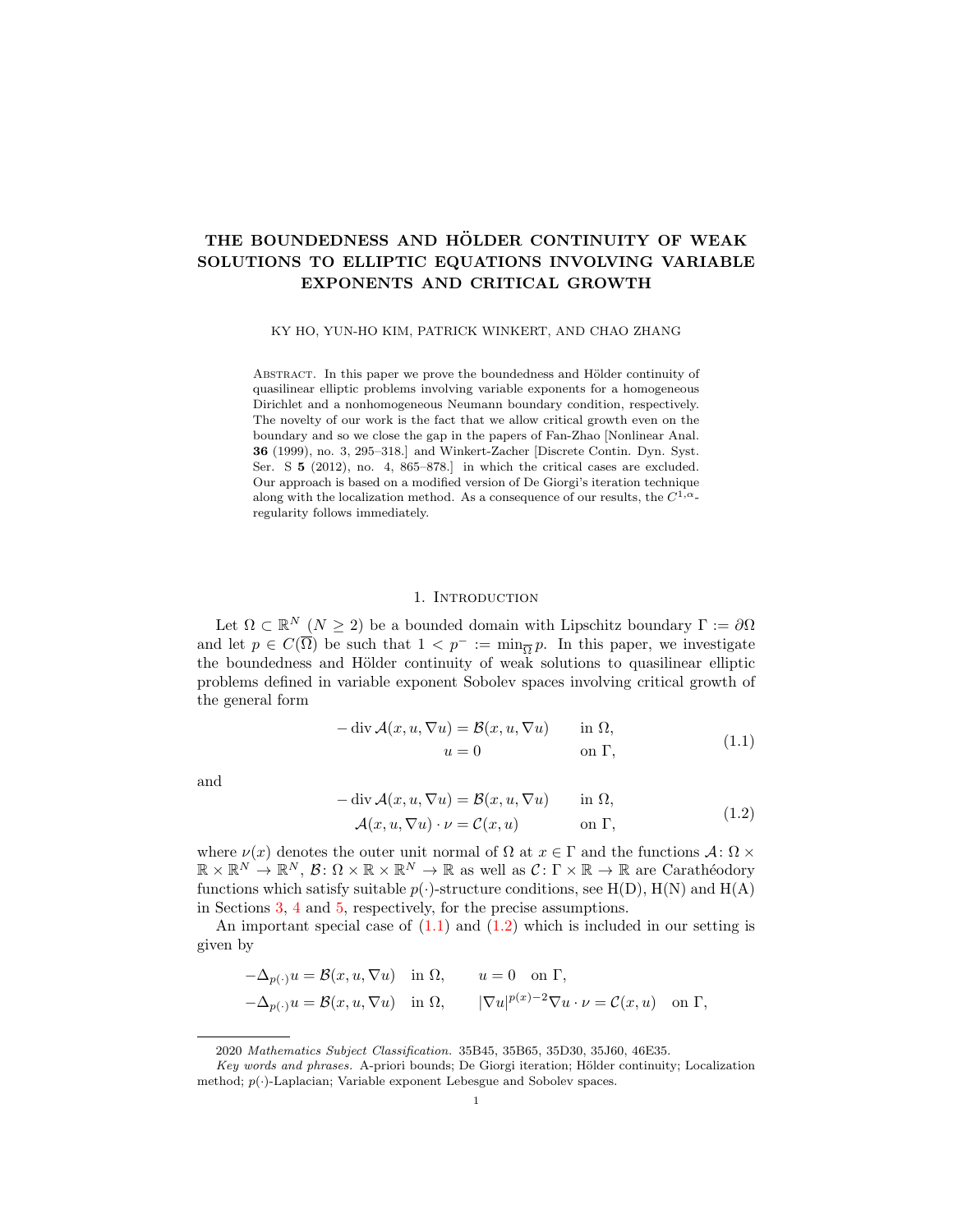# THE BOUNDEDNESS AND HÖLDER CONTINUITY OF WEAK SOLUTIONS TO ELLIPTIC EQUATIONS INVOLVING VARIABLE EXPONENTS AND CRITICAL GROWTH

KY HO, YUN-HO KIM, PATRICK WINKERT, AND CHAO ZHANG

Abstract. In this paper we prove the boundedness and Hölder continuity of quasilinear elliptic problems involving variable exponents for a homogeneous Dirichlet and a nonhomogeneous Neumann boundary condition, respectively. The novelty of our work is the fact that we allow critical growth even on the boundary and so we close the gap in the papers of Fan-Zhao [Nonlinear Anal. **36** (1999), no. 3, 295–318.] and Winkert-Zacher [Discrete Contin. Dyn. Syst. Ser. S **5** (2012), no. 4, 865–878.] in which the critical cases are excluded. Our approach is based on a modified version of De Giorgi's iteration technique along with the localization method. As a consequence of our results, the $C^{1,\alpha}$-regularity follows immediately.

## 1. Introduction

Let $\Omega \subset \mathbb{R}^N$ ($N \geq 2$) be a bounded domain with Lipschitz boundary $\Gamma := \partial\Omega$ and let $p \in C(\overline{\Omega})$ be such that $1 < p^- := \min_{\overline{\Omega}} p$. In this paper, we investigate the boundedness and Hölder continuity of weak solutions to quasilinear elliptic problems defined in variable exponent Sobolev spaces involving critical growth of the general form

$$
\begin{aligned}
-\operatorname{div} \mathcal{A}(x,u,\nabla u) &= \mathcal{B}(x,u,\nabla u) \qquad \text{in } \Omega,\\
u &= 0 \qquad\qquad\qquad\quad\; \text{on } \Gamma,
\end{aligned}
\tag{1.1}
$$

and

$$
\begin{aligned}
-\operatorname{div} \mathcal{A}(x,u,\nabla u) &= \mathcal{B}(x,u,\nabla u) \qquad \text{in } \Omega,\\
\mathcal{A}(x,u,\nabla u)\cdot \nu &= \mathcal{C}(x,u) \qquad\qquad\;\; \text{on } \Gamma,
\end{aligned}
\tag{1.2}
$$

where $\nu(x)$ denotes the outer unit normal of $\Omega$ at $x \in \Gamma$ and the functions $\mathcal{A}\colon \Omega \times \mathbb{R} \times \mathbb{R}^N \to \mathbb{R}^N$, $\mathcal{B}\colon \Omega \times \mathbb{R} \times \mathbb{R}^N \to \mathbb{R}$ as well as $\mathcal{C}\colon \Gamma \times \mathbb{R} \to \mathbb{R}$ are Carathéodory functions which satisfy suitable $p(\cdot)$-structure conditions, see H(D), H(N) and H(A) in Sections 3, 4 and 5, respectively, for the precise assumptions.

An important special case of (1.1) and (1.2) which is included in our setting is given by

$$
\begin{aligned}
&-\Delta_{p(\cdot)} u = \mathcal{B}(x,u,\nabla u) \quad \text{in } \Omega, \qquad u = 0 \quad \text{on } \Gamma,\\
&-\Delta_{p(\cdot)} u = \mathcal{B}(x,u,\nabla u) \quad \text{in } \Omega, \qquad |\nabla u|^{p(x)-2}\nabla u \cdot \nu = \mathcal{C}(x,u) \quad \text{on } \Gamma,
\end{aligned}
$$

2020 *Mathematics Subject Classification.* 35B45, 35B65, 35D30, 35J60, 46E35.

*Key words and phrases.* A-priori bounds; De Giorgi iteration; Hölder continuity; Localization method; $p(\cdot)$-Laplacian; Variable exponent Lebesgue and Sobolev spaces.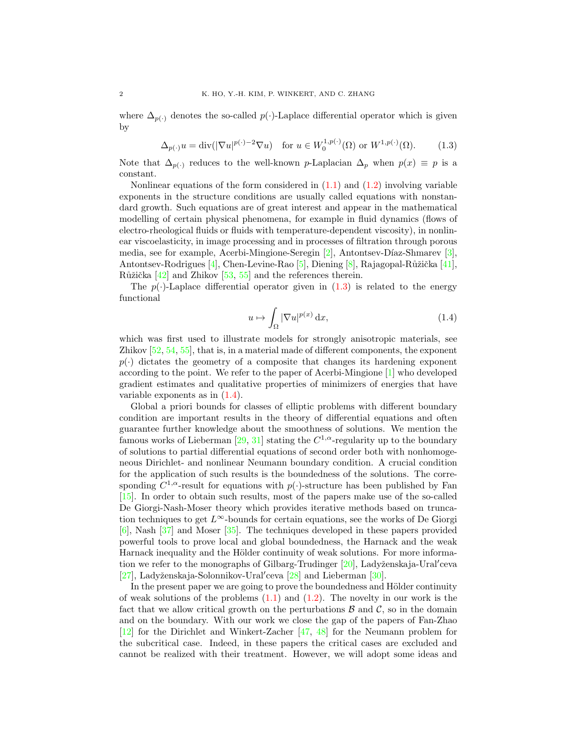where $\Delta_{p(\cdot)}$ denotes the so-called $p(\cdot)$-Laplace differential operator which is given by

$$\Delta_{p(\cdot)} u = \operatorname{div}(|\nabla u|^{p(\cdot)-2} \nabla u) \quad \text{for } u \in W_0^{1,p(\cdot)}(\Omega) \text{ or } W^{1,p(\cdot)}(\Omega). \tag{1.3}$$

Note that $\Delta_{p(\cdot)}$ reduces to the well-known $p$-Laplacian $\Delta_p$ when $p(x) \equiv p$ is a constant.

Nonlinear equations of the form considered in (1.1) and (1.2) involving variable exponents in the structure conditions are usually called equations with nonstandard growth. Such equations are of great interest and appear in the mathematical modelling of certain physical phenomena, for example in fluid dynamics (flows of electro-rheological fluids or fluids with temperature-dependent viscosity), in nonlinear viscoelasticity, in image processing and in processes of filtration through porous media, see for example, Acerbi-Mingione-Seregin [2], Antontsev-Díaz-Shmarev [3], Antontsev-Rodrigues [4], Chen-Levine-Rao [5], Diening [8], Rajagopal-Růžička [41], Růžička [42] and Zhikov [53, 55] and the references therein.

The $p(\cdot)$-Laplace differential operator given in (1.3) is related to the energy functional

$$u \mapsto \int_\Omega |\nabla u|^{p(x)} \,\mathrm{d}x, \tag{1.4}$$

which was first used to illustrate models for strongly anisotropic materials, see Zhikov [52, 54, 55], that is, in a material made of different components, the exponent $p(\cdot)$ dictates the geometry of a composite that changes its hardening exponent according to the point. We refer to the paper of Acerbi-Mingione [1] who developed gradient estimates and qualitative properties of minimizers of energies that have variable exponents as in (1.4).

Global a priori bounds for classes of elliptic problems with different boundary condition are important results in the theory of differential equations and often guarantee further knowledge about the smoothness of solutions. We mention the famous works of Lieberman [29, 31] stating the $C^{1,\alpha}$-regularity up to the boundary of solutions to partial differential equations of second order both with nonhomogeneous Dirichlet- and nonlinear Neumann boundary condition. A crucial condition for the application of such results is the boundedness of the solutions. The corresponding $C^{1,\alpha}$-result for equations with $p(\cdot)$-structure has been published by Fan [15]. In order to obtain such results, most of the papers make use of the so-called De Giorgi-Nash-Moser theory which provides iterative methods based on truncation techniques to get $L^\infty$-bounds for certain equations, see the works of De Giorgi [6], Nash [37] and Moser [35]. The techniques developed in these papers provided powerful tools to prove local and global boundedness, the Harnack and the weak Harnack inequality and the Hölder continuity of weak solutions. For more information we refer to the monographs of Gilbarg-Trudinger [20], Ladyženskaja-Ural′ceva [27], Ladyženskaja-Solonnikov-Ural′ceva [28] and Lieberman [30].

In the present paper we are going to prove the boundedness and Hölder continuity of weak solutions of the problems (1.1) and (1.2). The novelty in our work is the fact that we allow critical growth on the perturbations $\mathcal{B}$ and $\mathcal{C}$, so in the domain and on the boundary. With our work we close the gap of the papers of Fan-Zhao [12] for the Dirichlet and Winkert-Zacher [47, 48] for the Neumann problem for the subcritical case. Indeed, in these papers the critical cases are excluded and cannot be realized with their treatment. However, we will adopt some ideas and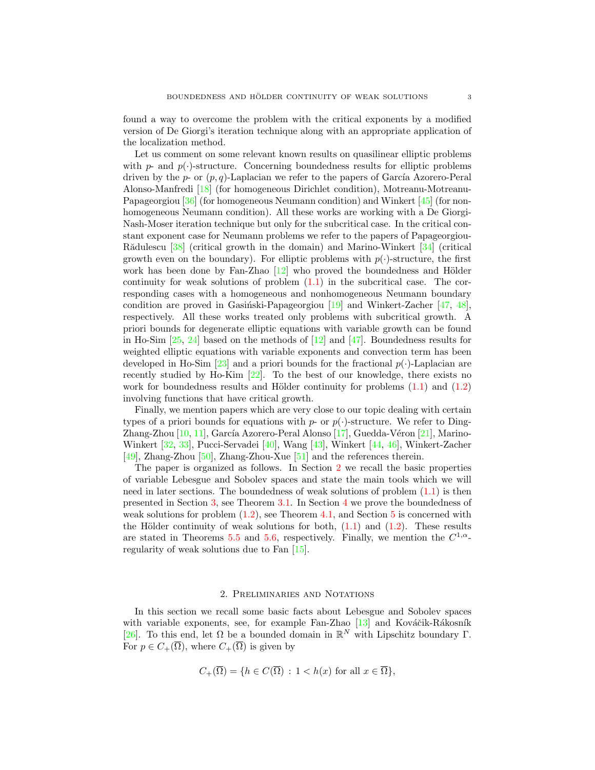found a way to overcome the problem with the critical exponents by a modified version of De Giorgi's iteration technique along with an appropriate application of the localization method.

Let us comment on some relevant known results on quasilinear elliptic problems with $p$- and $p(\cdot)$-structure. Concerning boundedness results for elliptic problems driven by the $p$- or $(p,q)$-Laplacian we refer to the papers of García Azorero-Peral Alonso-Manfredi [18] (for homogeneous Dirichlet condition), Motreanu-Motreanu-Papageorgiou [36] (for homogeneous Neumann condition) and Winkert [45] (for nonhomogeneous Neumann condition). All these works are working with a De Giorgi-Nash-Moser iteration technique but only for the subcritical case. In the critical constant exponent case for Neumann problems we refer to the papers of Papageorgiou-Rădulescu [38] (critical growth in the domain) and Marino-Winkert [34] (critical growth even on the boundary). For elliptic problems with $p(\cdot)$-structure, the first work has been done by Fan-Zhao [12] who proved the boundedness and Hölder continuity for weak solutions of problem (1.1) in the subcritical case. The corresponding cases with a homogeneous and nonhomogeneous Neumann boundary condition are proved in Gasiński-Papageorgiou [19] and Winkert-Zacher [47, 48], respectively. All these works treated only problems with subcritical growth. A priori bounds for degenerate elliptic equations with variable growth can be found in Ho-Sim [25, 24] based on the methods of [12] and [47]. Boundedness results for weighted elliptic equations with variable exponents and convection term has been developed in Ho-Sim [23] and a priori bounds for the fractional $p(\cdot)$-Laplacian are recently studied by Ho-Kim [22]. To the best of our knowledge, there exists no work for boundedness results and Hölder continuity for problems (1.1) and (1.2) involving functions that have critical growth.

Finally, we mention papers which are very close to our topic dealing with certain types of a priori bounds for equations with $p$- or $p(\cdot)$-structure. We refer to Ding-Zhang-Zhou [10, 11], García Azorero-Peral Alonso [17], Guedda-Véron [21], Marino-Winkert [32, 33], Pucci-Servadei [40], Wang [43], Winkert [44, 46], Winkert-Zacher [49], Zhang-Zhou [50], Zhang-Zhou-Xue [51] and the references therein.

The paper is organized as follows. In Section 2 we recall the basic properties of variable Lebesgue and Sobolev spaces and state the main tools which we will need in later sections. The boundedness of weak solutions of problem (1.1) is then presented in Section 3, see Theorem 3.1. In Section 4 we prove the boundedness of weak solutions for problem (1.2), see Theorem 4.1, and Section 5 is concerned with the Hölder continuity of weak solutions for both, (1.1) and (1.2). These results are stated in Theorems 5.5 and 5.6, respectively. Finally, we mention the $C^{1,\alpha}$-regularity of weak solutions due to Fan [15].

## 2. Preliminaries and Notations

In this section we recall some basic facts about Lebesgue and Sobolev spaces with variable exponents, see, for example Fan-Zhao [13] and Kováčik-Rákosník [26]. To this end, let $\Omega$ be a bounded domain in $\mathbb{R}^N$ with Lipschitz boundary $\Gamma$. For $p \in C_+(\overline{\Omega})$, where $C_+(\overline{\Omega})$ is given by

$$C_+(\overline{\Omega}) = \{h \in C(\overline{\Omega}) \,:\, 1 < h(x) \text{ for all } x \in \overline{\Omega}\},$$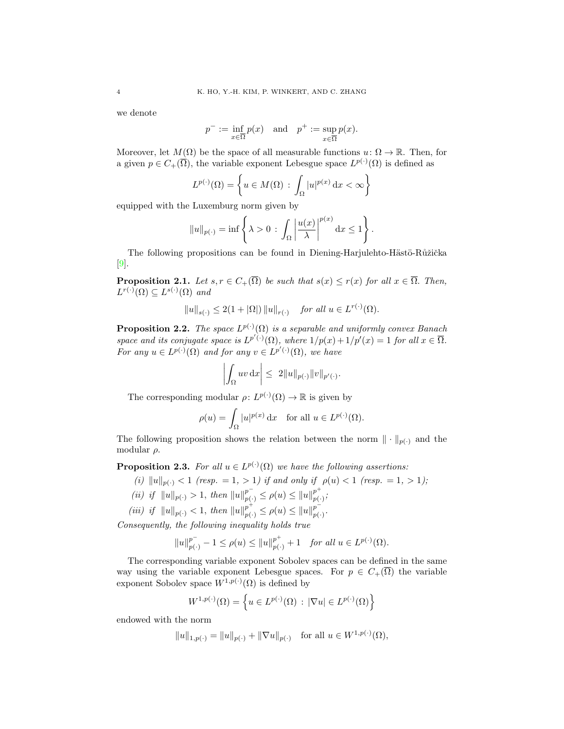we denote

$$p^- := \inf_{x\in\overline{\Omega}} p(x) \quad \text{and} \quad p^+ := \sup_{x\in\overline{\Omega}} p(x).$$

Moreover, let $M(\Omega)$ be the space of all measurable functions $u\colon \Omega \to \mathbb{R}$. Then, for a given $p \in C_+(\overline{\Omega})$, the variable exponent Lebesgue space $L^{p(\cdot)}(\Omega)$ is defined as

$$L^{p(\cdot)}(\Omega) = \left\{ u \in M(\Omega) \,:\, \int_\Omega |u|^{p(x)} \,\mathrm{d}x < \infty \right\}$$

equipped with the Luxemburg norm given by

$$\|u\|_{p(\cdot)} = \inf \left\{ \lambda > 0 \,:\, \int_\Omega \left| \frac{u(x)}{\lambda} \right|^{p(x)} \mathrm{d}x \le 1 \right\}.$$

The following propositions can be found in Diening-Harjulehto-Hästö-Růžička [9].

**Proposition 2.1.** *Let $s, r \in C_+(\overline{\Omega})$ be such that $s(x) \le r(x)$ for all $x \in \overline{\Omega}$. Then, $L^{r(\cdot)}(\Omega) \subseteq L^{s(\cdot)}(\Omega)$ and*

$$\|u\|_{s(\cdot)} \le 2(1 + |\Omega|)\, \|u\|_{r(\cdot)} \quad \text{for all } u \in L^{r(\cdot)}(\Omega).$$

**Proposition 2.2.** *The space $L^{p(\cdot)}(\Omega)$ is a separable and uniformly convex Banach space and its conjugate space is $L^{p'(\cdot)}(\Omega)$, where $1/p(x) + 1/p'(x) = 1$ for all $x \in \overline{\Omega}$. For any $u \in L^{p(\cdot)}(\Omega)$ and for any $v \in L^{p'(\cdot)}(\Omega)$, we have*

$$\left| \int_\Omega uv \,\mathrm{d}x \right| \le \ 2\|u\|_{p(\cdot)} \|v\|_{p'(\cdot)}.$$

The corresponding modular $\rho\colon L^{p(\cdot)}(\Omega) \to \mathbb{R}$ is given by

$$\rho(u) = \int_\Omega |u|^{p(x)} \,\mathrm{d}x \quad \text{for all } u \in L^{p(\cdot)}(\Omega).$$

The following proposition shows the relation between the norm $\|\cdot\|_{p(\cdot)}$ and the modular $\rho$.

**Proposition 2.3.** *For all $u \in L^{p(\cdot)}(\Omega)$ we have the following assertions:*

*(i) $\|u\|_{p(\cdot)} < 1$ (resp. $= 1$, $> 1$) if and only if $\rho(u) < 1$ (resp. $= 1$, $> 1$);*

*(ii) if $\|u\|_{p(\cdot)} > 1$, then $\|u\|_{p(\cdot)}^{p^-} \le \rho(u) \le \|u\|_{p(\cdot)}^{p^+}$;*

*(iii) if $\|u\|_{p(\cdot)} < 1$, then $\|u\|_{p(\cdot)}^{p^+} \le \rho(u) \le \|u\|_{p(\cdot)}^{p^-}$.*

*Consequently, the following inequality holds true*

$$\|u\|_{p(\cdot)}^{p^-} - 1 \le \rho(u) \le \|u\|_{p(\cdot)}^{p^+} + 1 \quad \text{for all } u \in L^{p(\cdot)}(\Omega).$$

The corresponding variable exponent Sobolev spaces can be defined in the same way using the variable exponent Lebesgue spaces. For $p \in C_+(\overline{\Omega})$ the variable exponent Sobolev space $W^{1,p(\cdot)}(\Omega)$ is defined by

$$W^{1,p(\cdot)}(\Omega) = \left\{ u \in L^{p(\cdot)}(\Omega) \,:\, |\nabla u| \in L^{p(\cdot)}(\Omega) \right\}$$

endowed with the norm

$$\|u\|_{1,p(\cdot)} = \|u\|_{p(\cdot)} + \|\nabla u\|_{p(\cdot)} \quad \text{for all } u \in W^{1,p(\cdot)}(\Omega),$$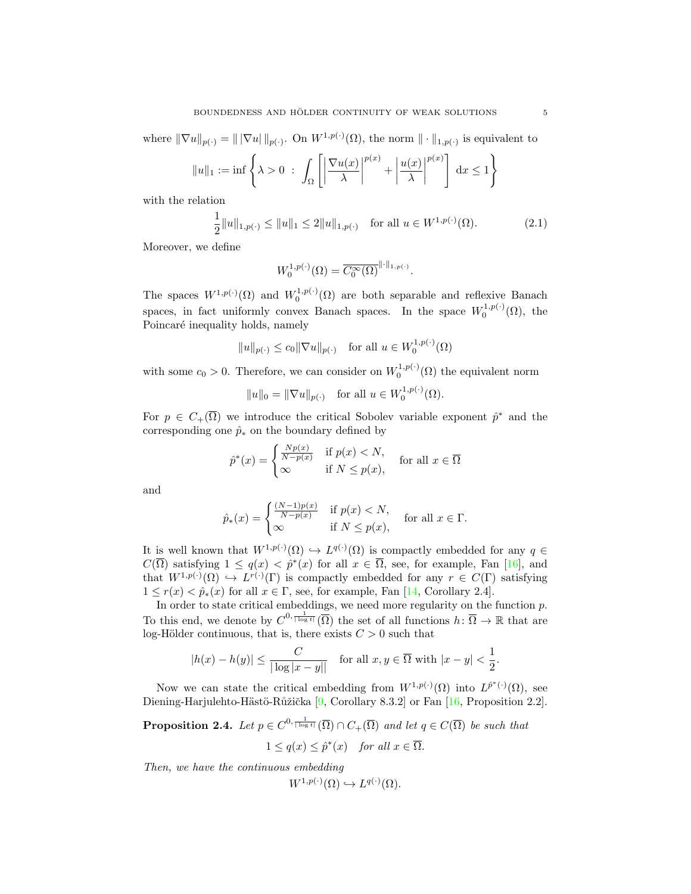where $\|\nabla u\|_{p(\cdot)} = \| \, |\nabla u| \, \|_{p(\cdot)}$. On $W^{1,p(\cdot)}(\Omega)$, the norm $\|\cdot\|_{1,p(\cdot)}$ is equivalent to

$$\|u\|_1 := \inf \left\{ \lambda > 0 \ : \ \int_\Omega \left[ \left| \frac{\nabla u(x)}{\lambda} \right|^{p(x)} + \left| \frac{u(x)}{\lambda} \right|^{p(x)} \right] \, \mathrm{d}x \le 1 \right\}$$

with the relation

$$\frac{1}{2} \|u\|_{1,p(\cdot)} \le \|u\|_1 \le 2 \|u\|_{1,p(\cdot)} \quad \text{for all } u \in W^{1,p(\cdot)}(\Omega). \tag{2.1}$$

Moreover, we define

$$W_0^{1,p(\cdot)}(\Omega) = \overline{C_0^\infty(\Omega)}^{\|\cdot\|_{1,p(\cdot)}}.$$

The spaces $W^{1,p(\cdot)}(\Omega)$ and $W_0^{1,p(\cdot)}(\Omega)$ are both separable and reflexive Banach spaces, in fact uniformly convex Banach spaces. In the space $W_0^{1,p(\cdot)}(\Omega)$, the Poincaré inequality holds, namely

$$\|u\|_{p(\cdot)} \le c_0 \|\nabla u\|_{p(\cdot)} \quad \text{for all } u \in W_0^{1,p(\cdot)}(\Omega)$$

with some $c_0 > 0$. Therefore, we can consider on $W_0^{1,p(\cdot)}(\Omega)$ the equivalent norm

$$\|u\|_0 = \|\nabla u\|_{p(\cdot)} \quad \text{for all } u \in W_0^{1,p(\cdot)}(\Omega).$$

For $p \in C_+(\overline{\Omega})$ we introduce the critical Sobolev variable exponent $\hat{p}^*$ and the corresponding one $\hat{p}_*$ on the boundary defined by

$$\hat{p}^*(x) = \begin{cases} \frac{Np(x)}{N-p(x)} & \text{if } p(x) < N, \\ \infty & \text{if } N \le p(x), \end{cases} \quad \text{for all } x \in \overline{\Omega}$$

and

$$\hat{p}_*(x) = \begin{cases} \frac{(N-1)p(x)}{N-p(x)} & \text{if } p(x) < N, \\ \infty & \text{if } N \le p(x), \end{cases} \quad \text{for all } x \in \Gamma.$$

It is well known that $W^{1,p(\cdot)}(\Omega) \hookrightarrow L^{q(\cdot)}(\Omega)$ is compactly embedded for any $q \in C(\overline{\Omega})$ satisfying $1 \le q(x) < \hat{p}^*(x)$ for all $x \in \overline{\Omega}$, see, for example, Fan [16], and that $W^{1,p(\cdot)}(\Omega) \hookrightarrow L^{r(\cdot)}(\Gamma)$ is compactly embedded for any $r \in C(\Gamma)$ satisfying $1 \le r(x) < \hat{p}_*(x)$ for all $x \in \Gamma$, see, for example, Fan [14, Corollary 2.4].

In order to state critical embeddings, we need more regularity on the function $p$. To this end, we denote by $C^{0,\frac{1}{|\log t|}}(\overline{\Omega})$ the set of all functions $h \colon \overline{\Omega} \to \mathbb{R}$ that are log-Hölder continuous, that is, there exists $C > 0$ such that

$$|h(x) - h(y)| \le \frac{C}{|\log |x-y||} \quad \text{for all } x, y \in \overline{\Omega} \text{ with } |x-y| < \frac{1}{2}.$$

Now we can state the critical embedding from $W^{1,p(\cdot)}(\Omega)$ into $L^{\hat{p}^*(\cdot)}(\Omega)$, see Diening-Harjulehto-Hästö-Růžička [9, Corollary 8.3.2] or Fan [16, Proposition 2.2].

**Proposition 2.4.** *Let $p \in C^{0,\frac{1}{|\log t|}}(\overline{\Omega}) \cap C_+(\overline{\Omega})$ and let $q \in C(\overline{\Omega})$ be such that*

$$1 \le q(x) \le \hat{p}^*(x) \quad \text{for all } x \in \overline{\Omega}.$$

*Then, we have the continuous embedding*

$$W^{1,p(\cdot)}(\Omega) \hookrightarrow L^{q(\cdot)}(\Omega).$$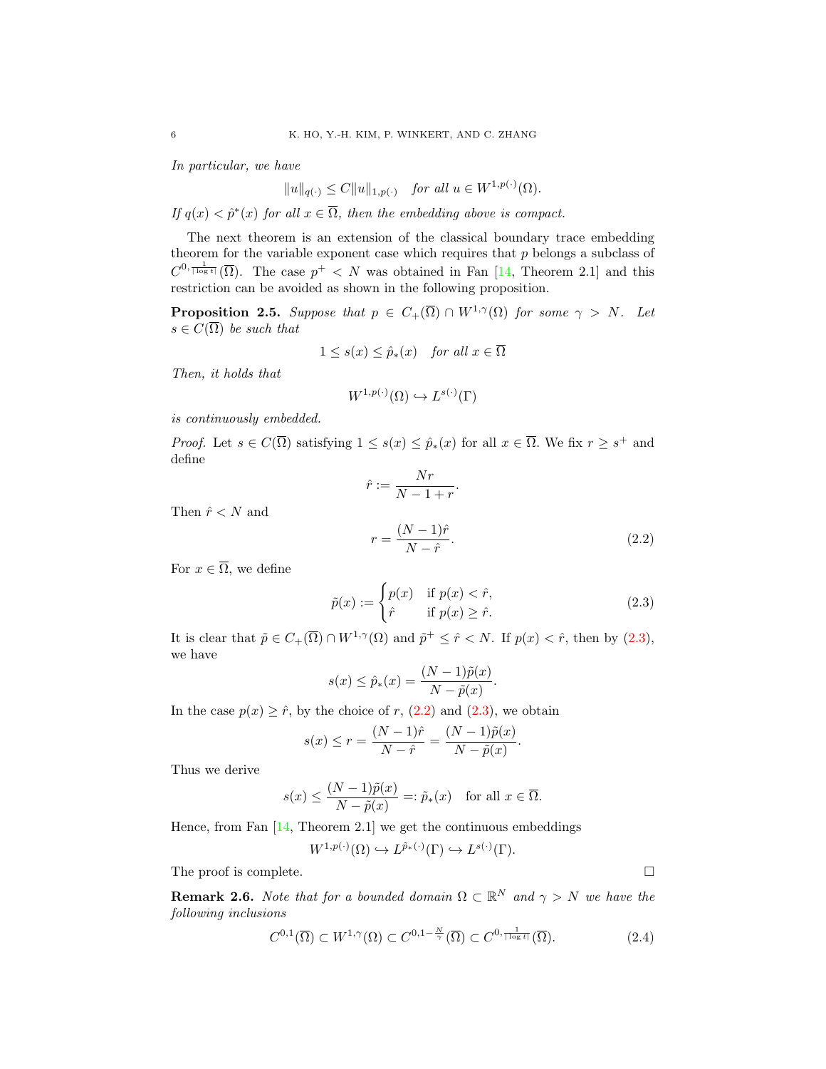*In particular, we have*

$$\|u\|_{q(\cdot)} \leq C\|u\|_{1,p(\cdot)} \quad \textit{for all } u \in W^{1,p(\cdot)}(\Omega).$$

*If $q(x) < \hat{p}^*(x)$ for all $x \in \overline{\Omega}$, then the embedding above is compact.*

The next theorem is an extension of the classical boundary trace embedding theorem for the variable exponent case which requires that $p$ belongs a subclass of $C^{0,\frac{1}{|\log t|}}(\overline{\Omega})$. The case $p^+ < N$ was obtained in Fan [14, Theorem 2.1] and this restriction can be avoided as shown in the following proposition.

**Proposition 2.5.** *Suppose that $p \in C_+(\overline{\Omega}) \cap W^{1,\gamma}(\Omega)$ for some $\gamma > N$. Let $s \in C(\overline{\Omega})$ be such that*

$$1 \leq s(x) \leq \hat{p}_*(x) \quad \textit{for all } x \in \overline{\Omega}$$

*Then, it holds that*

$$W^{1,p(\cdot)}(\Omega) \hookrightarrow L^{s(\cdot)}(\Gamma)$$

*is continuously embedded.*

*Proof.* Let $s \in C(\overline{\Omega})$ satisfying $1 \leq s(x) \leq \hat{p}_*(x)$ for all $x \in \overline{\Omega}$. We fix $r \geq s^+$ and define

$$\hat{r} := \frac{Nr}{N-1+r}.$$

Then $\hat{r} < N$ and

$$r = \frac{(N-1)\hat{r}}{N-\hat{r}}. \tag{2.2}$$

For $x \in \overline{\Omega}$, we define

$$\tilde{p}(x) := \begin{cases} p(x) & \text{if } p(x) < \hat{r}, \\ \hat{r} & \text{if } p(x) \geq \hat{r}. \end{cases} \tag{2.3}$$

It is clear that $\tilde{p} \in C_+(\overline{\Omega}) \cap W^{1,\gamma}(\Omega)$ and $\tilde{p}^+ \leq \hat{r} < N$. If $p(x) < \hat{r}$, then by (2.3), we have

$$s(x) \leq \hat{p}_*(x) = \frac{(N-1)\tilde{p}(x)}{N-\tilde{p}(x)}.$$

In the case $p(x) \geq \hat{r}$, by the choice of $r$, (2.2) and (2.3), we obtain

$$s(x) \leq r = \frac{(N-1)\hat{r}}{N-\hat{r}} = \frac{(N-1)\tilde{p}(x)}{N-\tilde{p}(x)}.$$

Thus we derive

$$s(x) \leq \frac{(N-1)\tilde{p}(x)}{N-\tilde{p}(x)} =: \tilde{p}_*(x) \quad \text{for all } x \in \overline{\Omega}.$$

Hence, from Fan [14, Theorem 2.1] we get the continuous embeddings

$$W^{1,p(\cdot)}(\Omega) \hookrightarrow L^{\tilde{p}_*(\cdot)}(\Gamma) \hookrightarrow L^{s(\cdot)}(\Gamma).$$

The proof is complete. $\square$

**Remark 2.6.** *Note that for a bounded domain $\Omega \subset \mathbb{R}^N$ and $\gamma > N$ we have the following inclusions*

$$C^{0,1}(\overline{\Omega}) \subset W^{1,\gamma}(\Omega) \subset C^{0,1-\frac{N}{\gamma}}(\overline{\Omega}) \subset C^{0,\frac{1}{|\log t|}}(\overline{\Omega}). \tag{2.4}$$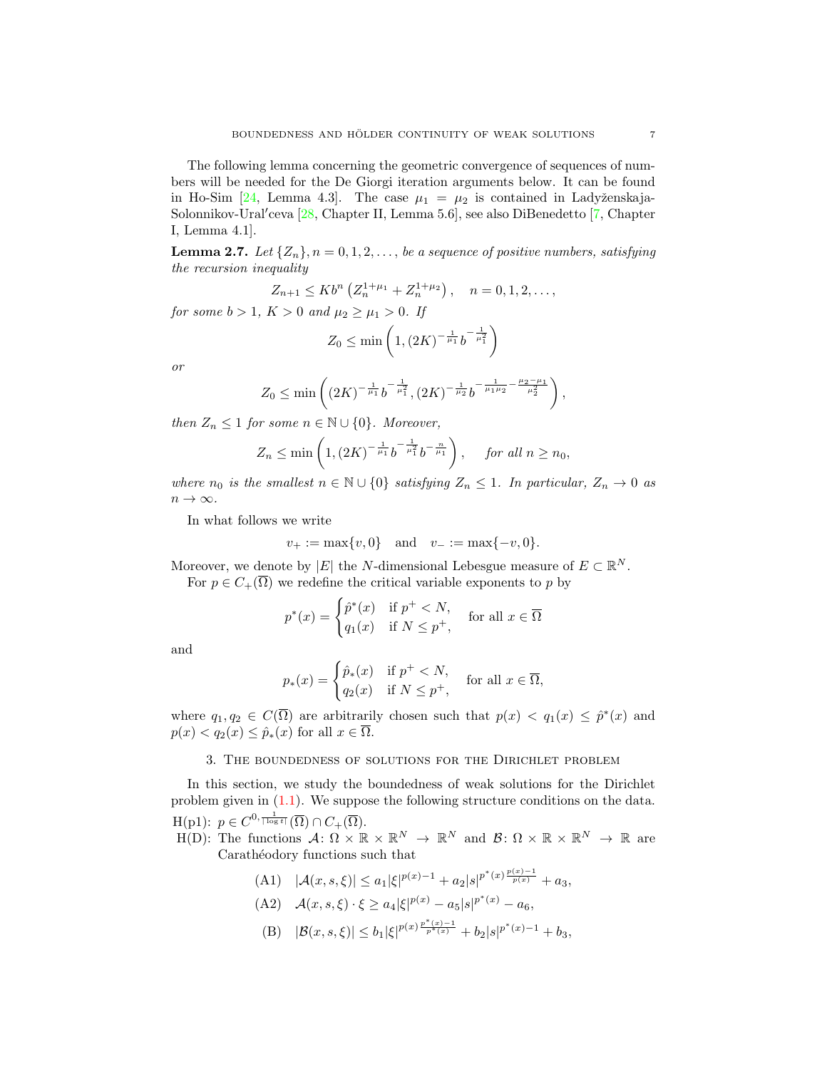The following lemma concerning the geometric convergence of sequences of numbers will be needed for the De Giorgi iteration arguments below. It can be found in Ho-Sim [24, Lemma 4.3]. The case $\mu_1 = \mu_2$ is contained in Ladyženskaja-Solonnikov-Ural′ceva [28, Chapter II, Lemma 5.6], see also DiBenedetto [7, Chapter I, Lemma 4.1].

**Lemma 2.7.** *Let $\{Z_n\}, n = 0, 1, 2, \ldots,$ be a sequence of positive numbers, satisfying the recursion inequality*

$$Z_{n+1} \leq K b^n \left( Z_n^{1+\mu_1} + Z_n^{1+\mu_2} \right), \quad n = 0, 1, 2, \ldots,$$

*for some $b > 1$, $K > 0$ and $\mu_2 \geq \mu_1 > 0$. If*

$$Z_0 \leq \min \left( 1, (2K)^{-\frac{1}{\mu_1}} b^{-\frac{1}{\mu_1^2}} \right)$$

*or*

$$Z_0 \leq \min \left( (2K)^{-\frac{1}{\mu_1}} b^{-\frac{1}{\mu_1^2}}, (2K)^{-\frac{1}{\mu_2}} b^{-\frac{1}{\mu_1 \mu_2} - \frac{\mu_2 - \mu_1}{\mu_2^2}} \right),$$

*then $Z_n \leq 1$ for some $n \in \mathbb{N} \cup \{0\}$. Moreover,*

$$Z_n \leq \min \left( 1, (2K)^{-\frac{1}{\mu_1}} b^{-\frac{1}{\mu_1^2}} b^{-\frac{n}{\mu_1}} \right), \quad \text{for all } n \geq n_0,$$

*where $n_0$ is the smallest $n \in \mathbb{N} \cup \{0\}$ satisfying $Z_n \leq 1$. In particular, $Z_n \to 0$ as $n \to \infty$.*

In what follows we write

$$v_+ := \max\{v, 0\} \quad \text{and} \quad v_- := \max\{-v, 0\}.$$

Moreover, we denote by $|E|$ the $N$-dimensional Lebesgue measure of $E \subset \mathbb{R}^N$.

For $p \in C_+(\overline{\Omega})$ we redefine the critical variable exponents to $p$ by

$$p^*(x) = \begin{cases} \hat{p}^*(x) & \text{if } p^+ < N, \\ q_1(x) & \text{if } N \leq p^+, \end{cases} \quad \text{for all } x \in \overline{\Omega}$$

and

$$p_*(x) = \begin{cases} \hat{p}_*(x) & \text{if } p^+ < N, \\ q_2(x) & \text{if } N \leq p^+, \end{cases} \quad \text{for all } x \in \overline{\Omega},$$

where $q_1, q_2 \in C(\overline{\Omega})$ are arbitrarily chosen such that $p(x) < q_1(x) \leq \hat{p}^*(x)$ and $p(x) < q_2(x) \leq \hat{p}_*(x)$ for all $x \in \overline{\Omega}$.

## 3. The boundedness of solutions for the Dirichlet problem

In this section, we study the boundedness of weak solutions for the Dirichlet problem given in (1.1). We suppose the following structure conditions on the data.

H(p1): $p \in C^{0, \frac{1}{|\log t|}}(\overline{\Omega}) \cap C_+(\overline{\Omega})$.

H(D): The functions $\mathcal{A}\colon \Omega \times \mathbb{R} \times \mathbb{R}^N \to \mathbb{R}^N$ and $\mathcal{B}\colon \Omega \times \mathbb{R} \times \mathbb{R}^N \to \mathbb{R}$ are Carathéodory functions such that

$$\text{(A1)} \quad |\mathcal{A}(x, s, \xi)| \leq a_1 |\xi|^{p(x)-1} + a_2 |s|^{p^*(x)\frac{p(x)-1}{p(x)}} + a_3,$$

$$\text{(A2)} \quad \mathcal{A}(x, s, \xi) \cdot \xi \geq a_4 |\xi|^{p(x)} - a_5 |s|^{p^*(x)} - a_6,$$

$$\text{(B)} \quad |\mathcal{B}(x, s, \xi)| \leq b_1 |\xi|^{p(x)\frac{p^*(x)-1}{p^*(x)}} + b_2 |s|^{p^*(x)-1} + b_3,$$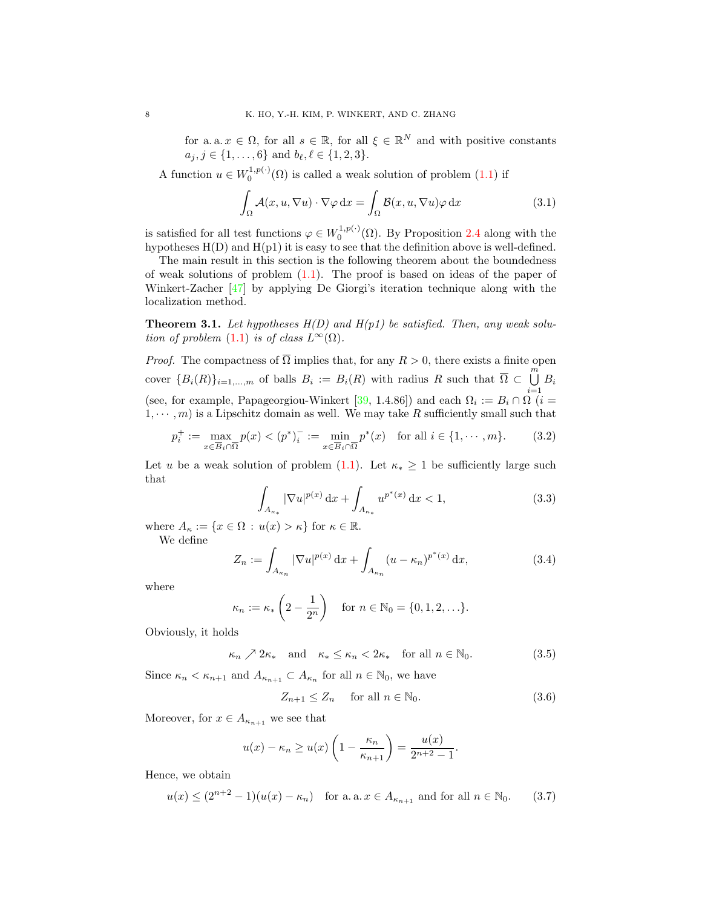for a. a. $x \in \Omega$, for all $s \in \mathbb{R}$, for all $\xi \in \mathbb{R}^N$ and with positive constants $a_j, j \in \{1, \dots, 6\}$ and $b_\ell, \ell \in \{1, 2, 3\}$.

A function $u \in W_0^{1,p(\cdot)}(\Omega)$ is called a weak solution of problem (1.1) if

$$\int_\Omega \mathcal{A}(x, u, \nabla u) \cdot \nabla \varphi \,\mathrm{d}x = \int_\Omega \mathcal{B}(x, u, \nabla u)\varphi \,\mathrm{d}x \tag{3.1}$$

is satisfied for all test functions $\varphi \in W_0^{1,p(\cdot)}(\Omega)$. By Proposition 2.4 along with the hypotheses H(D) and H(p1) it is easy to see that the definition above is well-defined.

The main result in this section is the following theorem about the boundedness of weak solutions of problem (1.1). The proof is based on ideas of the paper of Winkert-Zacher [47] by applying De Giorgi's iteration technique along with the localization method.

**Theorem 3.1.** *Let hypotheses H(D) and H(p1) be satisfied. Then, any weak solution of problem (1.1) is of class $L^\infty(\Omega)$.*

*Proof.* The compactness of $\overline{\Omega}$ implies that, for any $R > 0$, there exists a finite open cover $\{B_i(R)\}_{i=1,\dots,m}$ of balls $B_i := B_i(R)$ with radius $R$ such that $\overline{\Omega} \subset \bigcup_{i=1}^m B_i$ (see, for example, Papageorgiou-Winkert [39, 1.4.86]) and each $\Omega_i := B_i \cap \Omega$ ($i = 1, \cdots, m$) is a Lipschitz domain as well. We may take $R$ sufficiently small such that

$$p_i^+ := \max_{x \in \overline{B_i} \cap \overline{\Omega}} p(x) < (p^*)_i^- := \min_{x \in \overline{B_i} \cap \overline{\Omega}} p^*(x) \quad \text{for all } i \in \{1, \cdots, m\}. \tag{3.2}$$

Let $u$ be a weak solution of problem (1.1). Let $\kappa_* \geq 1$ be sufficiently large such that

$$\int_{A_{\kappa_*}} |\nabla u|^{p(x)} \,\mathrm{d}x + \int_{A_{\kappa_*}} u^{p^*(x)} \,\mathrm{d}x < 1, \tag{3.3}$$

where $A_\kappa := \{x \in \Omega : u(x) > \kappa\}$ for $\kappa \in \mathbb{R}$.

We define

$$Z_n := \int_{A_{\kappa_n}} |\nabla u|^{p(x)} \,\mathrm{d}x + \int_{A_{\kappa_n}} (u - \kappa_n)^{p^*(x)} \,\mathrm{d}x, \tag{3.4}$$

where

$$\kappa_n := \kappa_* \left(2 - \frac{1}{2^n}\right) \quad \text{for } n \in \mathbb{N}_0 = \{0, 1, 2, \dots\}.$$

Obviously, it holds

$$\kappa_n \nearrow 2\kappa_* \quad \text{and} \quad \kappa_* \leq \kappa_n < 2\kappa_* \quad \text{for all } n \in \mathbb{N}_0. \tag{3.5}$$

Since $\kappa_n < \kappa_{n+1}$ and $A_{\kappa_{n+1}} \subset A_{\kappa_n}$ for all $n \in \mathbb{N}_0$, we have

$$Z_{n+1} \leq Z_n \quad \text{for all } n \in \mathbb{N}_0. \tag{3.6}$$

Moreover, for $x \in A_{\kappa_{n+1}}$ we see that

$$u(x) - \kappa_n \geq u(x)\left(1 - \frac{\kappa_n}{\kappa_{n+1}}\right) = \frac{u(x)}{2^{n+2} - 1}.$$

Hence, we obtain

$$u(x) \leq (2^{n+2} - 1)(u(x) - \kappa_n) \quad \text{for a. a. } x \in A_{\kappa_{n+1}} \text{ and for all } n \in \mathbb{N}_0. \tag{3.7}$$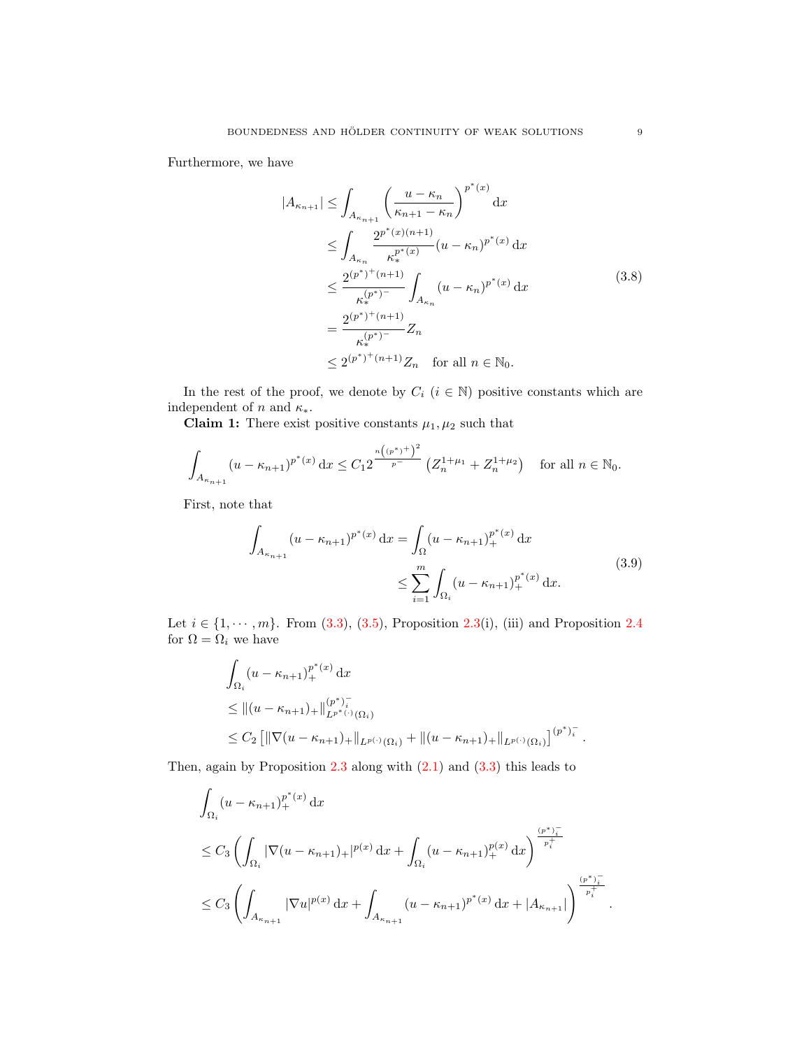Furthermore, we have

$$
\begin{aligned}
|A_{\kappa_{n+1}}| &\leq \int_{A_{\kappa_{n+1}}} \left(\frac{u-\kappa_n}{\kappa_{n+1}-\kappa_n}\right)^{p^*(x)} \mathrm{d}x \\
&\leq \int_{A_{\kappa_n}} \frac{2^{p^*(x)(n+1)}}{\kappa_*^{p^*(x)}} (u-\kappa_n)^{p^*(x)} \,\mathrm{d}x \\
&\leq \frac{2^{(p^*)^+(n+1)}}{\kappa_*^{(p^*)^-}} \int_{A_{\kappa_n}} (u-\kappa_n)^{p^*(x)} \,\mathrm{d}x \\
&= \frac{2^{(p^*)^+(n+1)}}{\kappa_*^{(p^*)^-}} Z_n \\
&\leq 2^{(p^*)^+(n+1)} Z_n \quad \text{for all } n \in \mathbb{N}_0.
\end{aligned} \tag{3.8}
$$

In the rest of the proof, we denote by $C_i$ ($i \in \mathbb{N}$) positive constants which are independent of $n$ and $\kappa_*$.

**Claim 1:** There exist positive constants $\mu_1, \mu_2$ such that

$$
\int_{A_{\kappa_{n+1}}} (u-\kappa_{n+1})^{p^*(x)} \,\mathrm{d}x \leq C_1 2^{\frac{n\left((p^*)^+\right)^2}{p^-}} \left(Z_n^{1+\mu_1} + Z_n^{1+\mu_2}\right) \quad \text{for all } n \in \mathbb{N}_0.
$$

First, note that

$$
\begin{aligned}
\int_{A_{\kappa_{n+1}}} (u-\kappa_{n+1})^{p^*(x)} \,\mathrm{d}x &= \int_\Omega (u-\kappa_{n+1})_+^{p^*(x)} \,\mathrm{d}x \\
&\leq \sum_{i=1}^m \int_{\Omega_i} (u-\kappa_{n+1})_+^{p^*(x)} \,\mathrm{d}x.
\end{aligned} \tag{3.9}
$$

Let $i \in \{1, \cdots, m\}$. From (3.3), (3.5), Proposition 2.3(i), (iii) and Proposition 2.4 for $\Omega = \Omega_i$ we have

$$
\begin{aligned}
&\int_{\Omega_i} (u-\kappa_{n+1})_+^{p^*(x)} \,\mathrm{d}x \\
&\leq \|(u-\kappa_{n+1})_+\|_{L^{p^*(\cdot)}(\Omega_i)}^{(p^*)_i^-} \\
&\leq C_2 \left[\|\nabla(u-\kappa_{n+1})_+\|_{L^{p(\cdot)}(\Omega_i)} + \|(u-\kappa_{n+1})_+\|_{L^{p(\cdot)}(\Omega_i)}\right]^{(p^*)_i^-}.
\end{aligned}
$$

Then, again by Proposition 2.3 along with (2.1) and (3.3) this leads to

$$
\begin{aligned}
&\int_{\Omega_i} (u-\kappa_{n+1})_+^{p^*(x)} \,\mathrm{d}x \\
&\leq C_3 \left(\int_{\Omega_i} |\nabla(u-\kappa_{n+1})_+|^{p(x)} \,\mathrm{d}x + \int_{\Omega_i} (u-\kappa_{n+1})_+^{p(x)} \,\mathrm{d}x\right)^{\frac{(p^*)_i^-}{p_i^+}} \\
&\leq C_3 \left(\int_{A_{\kappa_{n+1}}} |\nabla u|^{p(x)} \,\mathrm{d}x + \int_{A_{\kappa_{n+1}}} (u-\kappa_{n+1})^{p^*(x)} \,\mathrm{d}x + |A_{\kappa_{n+1}}|\right)^{\frac{(p^*)_i^-}{p_i^+}}.
\end{aligned}
$$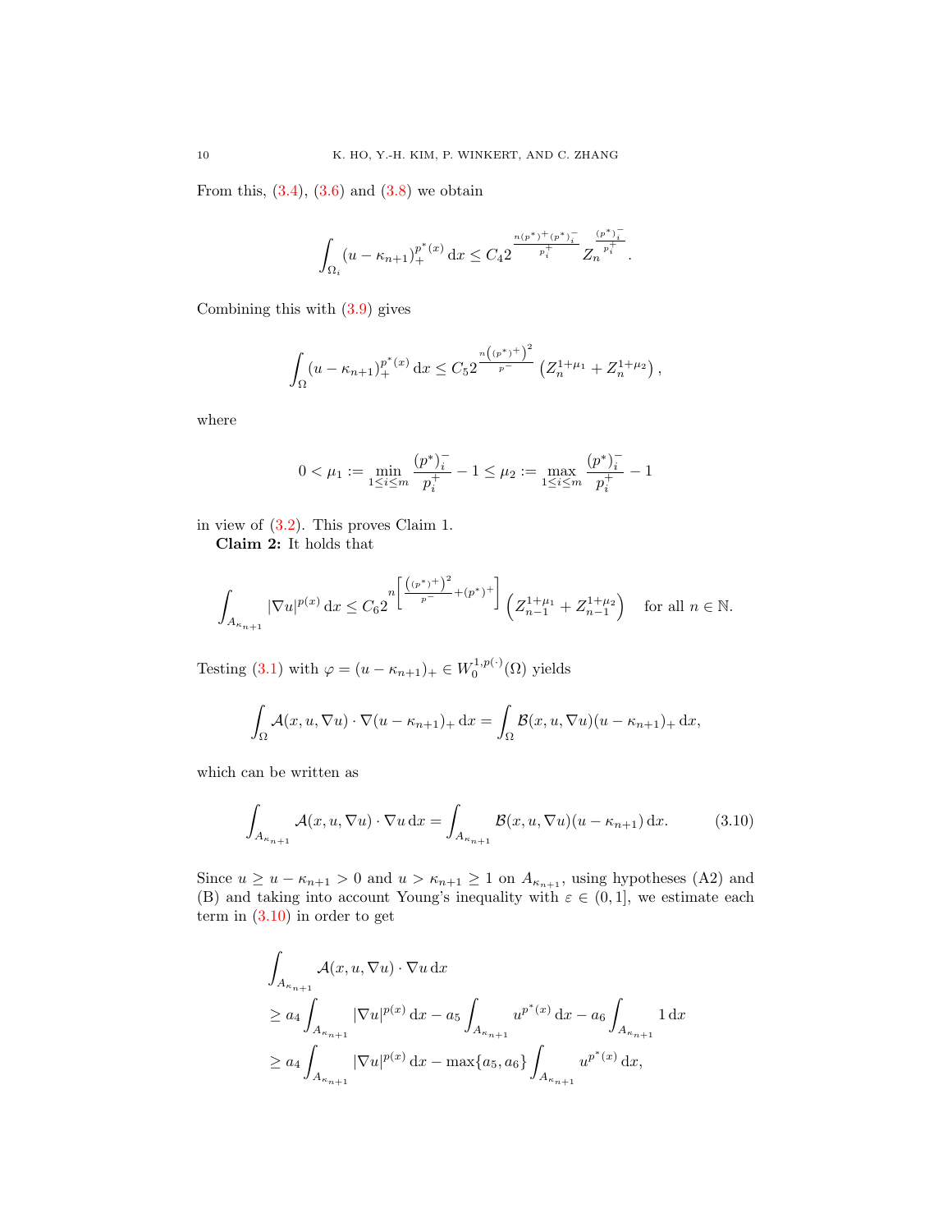From this, (3.4), (3.6) and (3.8) we obtain

$$\int_{\Omega_i} (u - \kappa_{n+1})_+^{p^*(x)} \,\mathrm{d}x \le C_4 2^{\frac{n(p^*)^+ (p^*)_i^-}{p_i^+}} Z_n^{\frac{(p^*)_i^-}{p_i^+}}.$$

Combining this with (3.9) gives

$$\int_{\Omega} (u - \kappa_{n+1})_+^{p^*(x)} \,\mathrm{d}x \le C_5 2^{\frac{n\left((p^*)^+\right)^2}{p^-}} \left(Z_n^{1+\mu_1} + Z_n^{1+\mu_2}\right),$$

where

$$0 < \mu_1 := \min_{1 \le i \le m} \frac{(p^*)_i^-}{p_i^+} - 1 \le \mu_2 := \max_{1 \le i \le m} \frac{(p^*)_i^-}{p_i^+} - 1$$

in view of (3.2). This proves Claim 1.

**Claim 2:** It holds that

$$\int_{A_{\kappa_{n+1}}} |\nabla u|^{p(x)} \,\mathrm{d}x \le C_6 2^{n\left[\frac{\left((p^*)^+\right)^2}{p^-} + (p^*)^+\right]} \left(Z_{n-1}^{1+\mu_1} + Z_{n-1}^{1+\mu_2}\right) \quad \text{for all } n \in \mathbb{N}.$$

Testing (3.1) with $\varphi = (u - \kappa_{n+1})_+ \in W_0^{1,p(\cdot)}(\Omega)$ yields

$$\int_{\Omega} \mathcal{A}(x, u, \nabla u) \cdot \nabla (u - \kappa_{n+1})_+ \,\mathrm{d}x = \int_{\Omega} \mathcal{B}(x, u, \nabla u)(u - \kappa_{n+1})_+ \,\mathrm{d}x,$$

which can be written as

$$\int_{A_{\kappa_{n+1}}} \mathcal{A}(x, u, \nabla u) \cdot \nabla u \,\mathrm{d}x = \int_{A_{\kappa_{n+1}}} \mathcal{B}(x, u, \nabla u)(u - \kappa_{n+1}) \,\mathrm{d}x. \tag{3.10}$$

Since $u \ge u - \kappa_{n+1} > 0$ and $u > \kappa_{n+1} \ge 1$ on $A_{\kappa_{n+1}}$, using hypotheses (A2) and (B) and taking into account Young's inequality with $\varepsilon \in (0, 1]$, we estimate each term in (3.10) in order to get

$$\begin{aligned}
&\int_{A_{\kappa_{n+1}}} \mathcal{A}(x, u, \nabla u) \cdot \nabla u \,\mathrm{d}x \\
&\ge a_4 \int_{A_{\kappa_{n+1}}} |\nabla u|^{p(x)} \,\mathrm{d}x - a_5 \int_{A_{\kappa_{n+1}}} u^{p^*(x)} \,\mathrm{d}x - a_6 \int_{A_{\kappa_{n+1}}} 1 \,\mathrm{d}x \\
&\ge a_4 \int_{A_{\kappa_{n+1}}} |\nabla u|^{p(x)} \,\mathrm{d}x - \max\{a_5, a_6\} \int_{A_{\kappa_{n+1}}} u^{p^*(x)} \,\mathrm{d}x,
\end{aligned}$$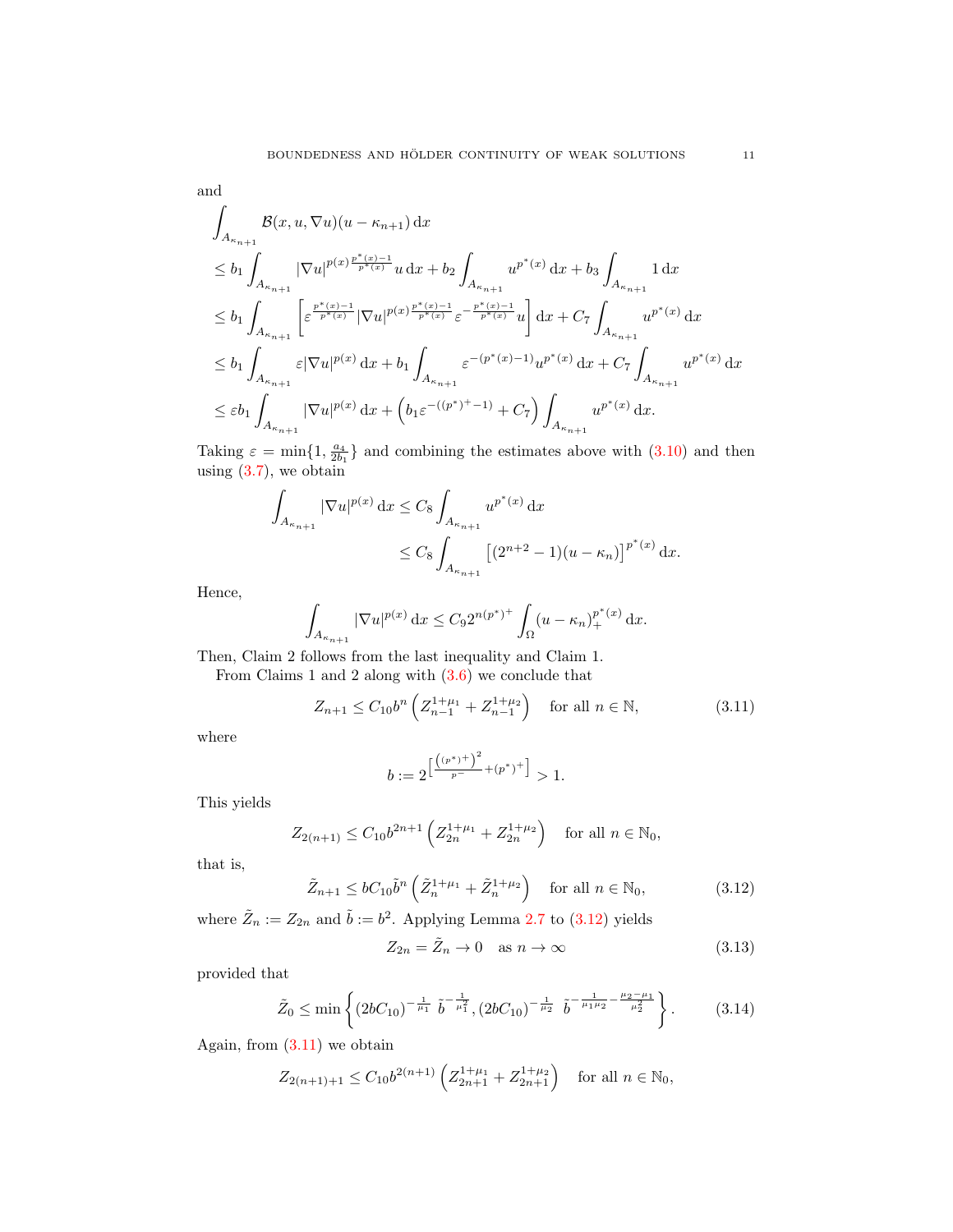and

$$
\begin{aligned}
&\int_{A_{\kappa_{n+1}}} \mathcal{B}(x,u,\nabla u)(u-\kappa_{n+1})\,\mathrm{d}x\\
&\leq b_1 \int_{A_{\kappa_{n+1}}} |\nabla u|^{p(x)\frac{p^*(x)-1}{p^*(x)}} u\,\mathrm{d}x + b_2 \int_{A_{\kappa_{n+1}}} u^{p^*(x)}\,\mathrm{d}x + b_3 \int_{A_{\kappa_{n+1}}} 1\,\mathrm{d}x\\
&\leq b_1 \int_{A_{\kappa_{n+1}}} \left[\varepsilon^{\frac{p^*(x)-1}{p^*(x)}} |\nabla u|^{p(x)\frac{p^*(x)-1}{p^*(x)}} \varepsilon^{-\frac{p^*(x)-1}{p^*(x)}} u\right]\mathrm{d}x + C_7 \int_{A_{\kappa_{n+1}}} u^{p^*(x)}\,\mathrm{d}x\\
&\leq b_1 \int_{A_{\kappa_{n+1}}} \varepsilon |\nabla u|^{p(x)}\,\mathrm{d}x + b_1 \int_{A_{\kappa_{n+1}}} \varepsilon^{-(p^*(x)-1)} u^{p^*(x)}\,\mathrm{d}x + C_7 \int_{A_{\kappa_{n+1}}} u^{p^*(x)}\,\mathrm{d}x\\
&\leq \varepsilon b_1 \int_{A_{\kappa_{n+1}}} |\nabla u|^{p(x)}\,\mathrm{d}x + \left(b_1 \varepsilon^{-((p^*)^+-1)} + C_7\right) \int_{A_{\kappa_{n+1}}} u^{p^*(x)}\,\mathrm{d}x.
\end{aligned}
$$

Taking $\varepsilon = \min\{1, \frac{a_4}{2b_1}\}$ and combining the estimates above with (3.10) and then using (3.7), we obtain

$$
\begin{aligned}
\int_{A_{\kappa_{n+1}}} |\nabla u|^{p(x)}\,\mathrm{d}x &\leq C_8 \int_{A_{\kappa_{n+1}}} u^{p^*(x)}\,\mathrm{d}x\\
&\leq C_8 \int_{A_{\kappa_{n+1}}} \left[(2^{n+2}-1)(u-\kappa_n)\right]^{p^*(x)}\,\mathrm{d}x.
\end{aligned}
$$

Hence,

$$
\int_{A_{\kappa_{n+1}}} |\nabla u|^{p(x)}\,\mathrm{d}x \leq C_9 2^{n(p^*)^+} \int_\Omega (u-\kappa_n)_+^{p^*(x)}\,\mathrm{d}x.
$$

Then, Claim 2 follows from the last inequality and Claim 1.

From Claims 1 and 2 along with (3.6) we conclude that

$$
Z_{n+1} \leq C_{10} b^n \left(Z_{n-1}^{1+\mu_1} + Z_{n-1}^{1+\mu_2}\right) \quad \text{for all } n \in \mathbb{N}, \tag{3.11}
$$

where

$$
b := 2^{\left[\frac{\left((p^*)^+\right)^2}{p^-} + (p^*)^+\right]} > 1.
$$

This yields

$$
Z_{2(n+1)} \leq C_{10} b^{2n+1} \left(Z_{2n}^{1+\mu_1} + Z_{2n}^{1+\mu_2}\right) \quad \text{for all } n \in \mathbb{N}_0,
$$

that is,

$$
\tilde{Z}_{n+1} \leq b C_{10} \tilde{b}^n \left(\tilde{Z}_n^{1+\mu_1} + \tilde{Z}_n^{1+\mu_2}\right) \quad \text{for all } n \in \mathbb{N}_0, \tag{3.12}
$$

where $\tilde{Z}_n := Z_{2n}$ and $\tilde{b} := b^2$. Applying Lemma 2.7 to (3.12) yields

$$
Z_{2n} = \tilde{Z}_n \to 0 \quad \text{as } n \to \infty \tag{3.13}
$$

provided that

$$
\tilde{Z}_0 \leq \min\left\{(2bC_{10})^{-\frac{1}{\mu_1}}\ \tilde{b}^{-\frac{1}{\mu_1^2}}, (2bC_{10})^{-\frac{1}{\mu_2}}\ \tilde{b}^{-\frac{1}{\mu_1\mu_2} - \frac{\mu_2-\mu_1}{\mu_2^2}}\right\}. \tag{3.14}
$$

Again, from (3.11) we obtain

$$
Z_{2(n+1)+1} \leq C_{10} b^{2(n+1)} \left(Z_{2n+1}^{1+\mu_1} + Z_{2n+1}^{1+\mu_2}\right) \quad \text{for all } n \in \mathbb{N}_0,
$$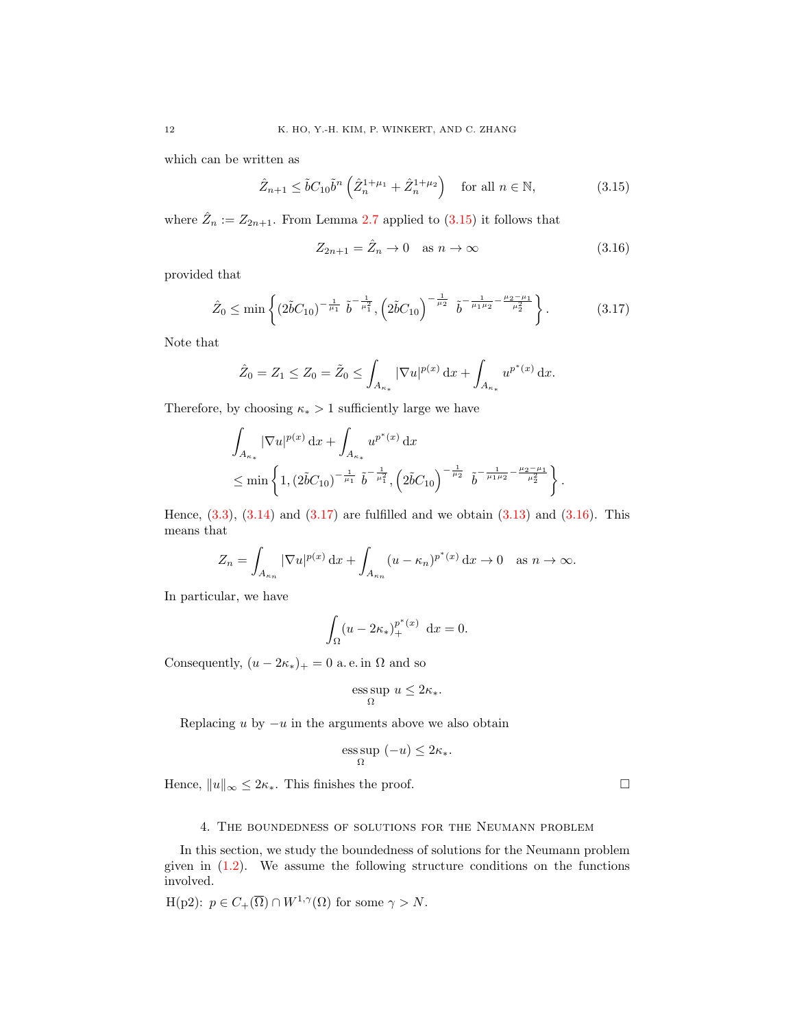which can be written as

$$\hat{Z}_{n+1} \leq \tilde{b} C_{10} \tilde{b}^n \left( \hat{Z}_n^{1+\mu_1} + \hat{Z}_n^{1+\mu_2} \right) \quad \text{for all } n \in \mathbb{N}, \tag{3.15}$$

where $\hat{Z}_n := Z_{2n+1}$. From Lemma 2.7 applied to (3.15) it follows that

$$Z_{2n+1} = \hat{Z}_n \to 0 \quad \text{as } n \to \infty \tag{3.16}$$

provided that

$$\hat{Z}_0 \leq \min \left\{ (2\tilde{b}C_{10})^{-\frac{1}{\mu_1}} \ \tilde{b}^{-\frac{1}{\mu_1^2}}, \left(2\tilde{b}C_{10}\right)^{-\frac{1}{\mu_2}} \ \tilde{b}^{-\frac{1}{\mu_1\mu_2} - \frac{\mu_2-\mu_1}{\mu_2^2}} \right\}. \tag{3.17}$$

Note that

$$\hat{Z}_0 = Z_1 \leq Z_0 = \tilde{Z}_0 \leq \int_{A_{\kappa_*}} |\nabla u|^{p(x)} \,\mathrm{d}x + \int_{A_{\kappa_*}} u^{p^*(x)} \,\mathrm{d}x.$$

Therefore, by choosing $\kappa_* > 1$ sufficiently large we have

$$\begin{aligned}
&\int_{A_{\kappa_*}} |\nabla u|^{p(x)} \,\mathrm{d}x + \int_{A_{\kappa_*}} u^{p^*(x)} \,\mathrm{d}x \\
&\leq \min \left\{ 1, (2\tilde{b}C_{10})^{-\frac{1}{\mu_1}} \ \tilde{b}^{-\frac{1}{\mu_1^2}}, \left(2\tilde{b}C_{10}\right)^{-\frac{1}{\mu_2}} \ \tilde{b}^{-\frac{1}{\mu_1\mu_2} - \frac{\mu_2-\mu_1}{\mu_2^2}} \right\}.
\end{aligned}$$

Hence, (3.3), (3.14) and (3.17) are fulfilled and we obtain (3.13) and (3.16). This means that

$$Z_n = \int_{A_{\kappa_n}} |\nabla u|^{p(x)} \,\mathrm{d}x + \int_{A_{\kappa_n}} (u - \kappa_n)^{p^*(x)} \,\mathrm{d}x \to 0 \quad \text{as } n \to \infty.$$

In particular, we have

$$\int_\Omega (u - 2\kappa_*)_+^{p^*(x)} \ \mathrm{d}x = 0.$$

Consequently, $(u - 2\kappa_*)_+ = 0$ a. e. in $\Omega$ and so

$$\operatorname*{ess\,sup}_\Omega \ u \leq 2\kappa_*.$$

Replacing $u$ by $-u$ in the arguments above we also obtain

$$\operatorname*{ess\,sup}_\Omega \ (-u) \leq 2\kappa_*.$$

Hence, $\|u\|_\infty \leq 2\kappa_*$. This finishes the proof. $\square$

## 4. The boundedness of solutions for the Neumann problem

In this section, we study the boundedness of solutions for the Neumann problem given in (1.2). We assume the following structure conditions on the functions involved.

H(p2): $p \in C_+(\overline{\Omega}) \cap W^{1,\gamma}(\Omega)$ for some $\gamma > N$.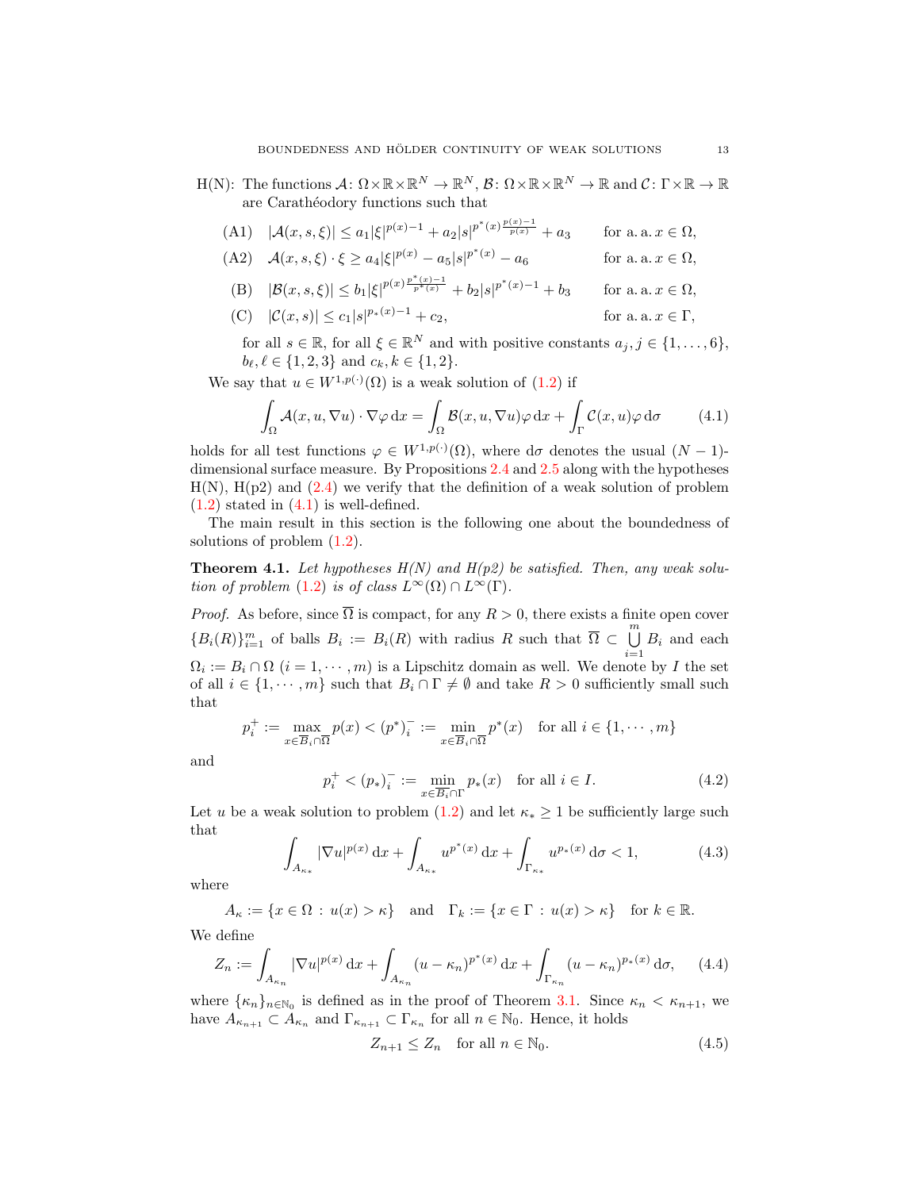H(N): The functions $\mathcal{A}\colon \Omega\times\mathbb{R}\times\mathbb{R}^N \to \mathbb{R}^N$, $\mathcal{B}\colon \Omega\times\mathbb{R}\times\mathbb{R}^N \to \mathbb{R}$ and $\mathcal{C}\colon \Gamma\times\mathbb{R} \to \mathbb{R}$ are Carathéodory functions such that

(A1) $|\mathcal{A}(x,s,\xi)| \leq a_1|\xi|^{p(x)-1} + a_2|s|^{p^*(x)\frac{p(x)-1}{p(x)}} + a_3$ for a. a. $x\in\Omega$,

(A2) $\mathcal{A}(x,s,\xi)\cdot\xi \geq a_4|\xi|^{p(x)} - a_5|s|^{p^*(x)} - a_6$ for a. a. $x\in\Omega$,

(B) $|\mathcal{B}(x,s,\xi)| \leq b_1|\xi|^{p(x)\frac{p^*(x)-1}{p^*(x)}} + b_2|s|^{p^*(x)-1} + b_3$ for a. a. $x\in\Omega$,

(C) $|\mathcal{C}(x,s)| \leq c_1|s|^{p_*(x)-1} + c_2$, for a. a. $x\in\Gamma$,

for all $s\in\mathbb{R}$, for all $\xi\in\mathbb{R}^N$ and with positive constants $a_j, j\in\{1,\ldots,6\}$, $b_\ell, \ell\in\{1,2,3\}$ and $c_k, k\in\{1,2\}$.

We say that $u\in W^{1,p(\cdot)}(\Omega)$ is a weak solution of (1.2) if

$$\int_\Omega \mathcal{A}(x,u,\nabla u)\cdot\nabla\varphi\,\mathrm{d}x = \int_\Omega \mathcal{B}(x,u,\nabla u)\varphi\,\mathrm{d}x + \int_\Gamma \mathcal{C}(x,u)\varphi\,\mathrm{d}\sigma \tag{4.1}$$

holds for all test functions $\varphi\in W^{1,p(\cdot)}(\Omega)$, where $\mathrm{d}\sigma$ denotes the usual $(N-1)$-dimensional surface measure. By Propositions 2.4 and 2.5 along with the hypotheses H(N), H(p2) and (2.4) we verify that the definition of a weak solution of problem (1.2) stated in (4.1) is well-defined.

The main result in this section is the following one about the boundedness of solutions of problem (1.2).

**Theorem 4.1.** *Let hypotheses H(N) and H(p2) be satisfied. Then, any weak solution of problem (1.2) is of class $L^\infty(\Omega)\cap L^\infty(\Gamma)$.*

*Proof.* As before, since $\overline{\Omega}$ is compact, for any $R>0$, there exists a finite open cover $\{B_i(R)\}_{i=1}^m$ of balls $B_i := B_i(R)$ with radius $R$ such that $\overline{\Omega}\subset\bigcup_{i=1}^m B_i$ and each $\Omega_i := B_i\cap\Omega$ $(i=1,\cdots,m)$ is a Lipschitz domain as well. We denote by $I$ the set of all $i\in\{1,\cdots,m\}$ such that $B_i\cap\Gamma\neq\emptyset$ and take $R>0$ sufficiently small such that

$$p_i^+ := \max_{x\in\overline{B}_i\cap\overline{\Omega}} p(x) < (p^*)_i^- := \min_{x\in\overline{B}_i\cap\overline{\Omega}} p^*(x) \quad \text{for all } i\in\{1,\cdots,m\}$$

and

$$p_i^+ < (p_*)_i^- := \min_{x\in\overline{B}_i\cap\Gamma} p_*(x) \quad \text{for all } i\in I. \tag{4.2}$$

Let $u$ be a weak solution to problem (1.2) and let $\kappa_*\geq 1$ be sufficiently large such that

$$\int_{A_{\kappa_*}} |\nabla u|^{p(x)}\,\mathrm{d}x + \int_{A_{\kappa_*}} u^{p^*(x)}\,\mathrm{d}x + \int_{\Gamma_{\kappa_*}} u^{p_*(x)}\,\mathrm{d}\sigma < 1, \tag{4.3}$$

where

$$A_\kappa := \{x\in\Omega : u(x)>\kappa\} \quad \text{and} \quad \Gamma_k := \{x\in\Gamma : u(x)>\kappa\} \quad \text{for } k\in\mathbb{R}.$$

We define

$$Z_n := \int_{A_{\kappa_n}} |\nabla u|^{p(x)}\,\mathrm{d}x + \int_{A_{\kappa_n}} (u-\kappa_n)^{p^*(x)}\,\mathrm{d}x + \int_{\Gamma_{\kappa_n}} (u-\kappa_n)^{p_*(x)}\,\mathrm{d}\sigma, \tag{4.4}$$

where $\{\kappa_n\}_{n\in\mathbb{N}_0}$ is defined as in the proof of Theorem 3.1. Since $\kappa_n<\kappa_{n+1}$, we have $A_{\kappa_{n+1}}\subset A_{\kappa_n}$ and $\Gamma_{\kappa_{n+1}}\subset\Gamma_{\kappa_n}$ for all $n\in\mathbb{N}_0$. Hence, it holds

$$Z_{n+1}\leq Z_n \quad \text{for all } n\in\mathbb{N}_0. \tag{4.5}$$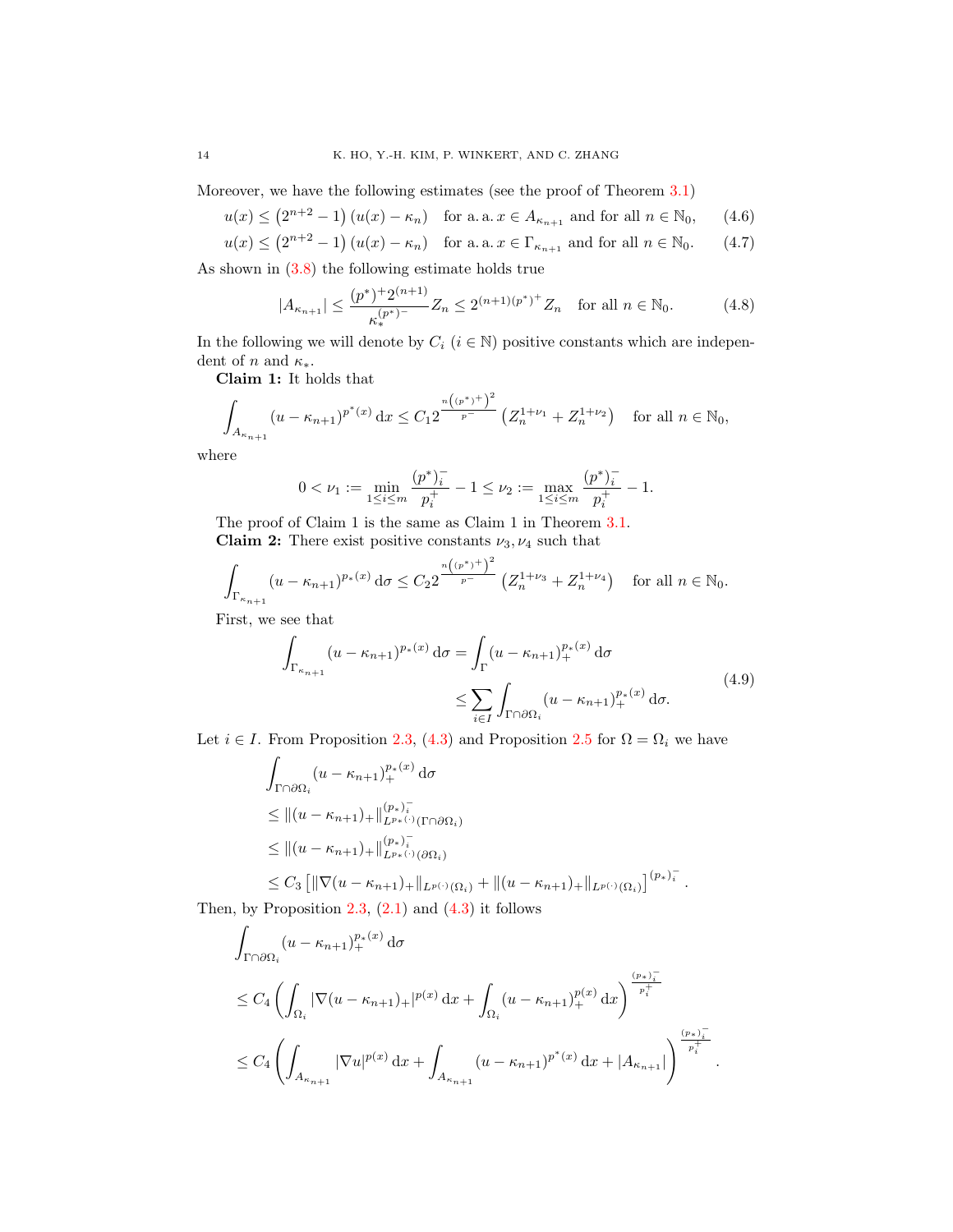Moreover, we have the following estimates (see the proof of Theorem 3.1)

$$u(x) \leq \left(2^{n+2}-1\right)(u(x)-\kappa_n) \quad \text{for a. a. } x \in A_{\kappa_{n+1}} \text{ and for all } n \in \mathbb{N}_0, \tag{4.6}$$

$$u(x) \leq \left(2^{n+2}-1\right)(u(x)-\kappa_n) \quad \text{for a. a. } x \in \Gamma_{\kappa_{n+1}} \text{ and for all } n \in \mathbb{N}_0. \tag{4.7}$$

As shown in (3.8) the following estimate holds true

$$|A_{\kappa_{n+1}}| \leq \frac{(p^*)^+ 2^{(n+1)}}{\kappa_*^{(p^*)^-}} Z_n \leq 2^{(n+1)(p^*)^+} Z_n \quad \text{for all } n \in \mathbb{N}_0. \tag{4.8}$$

In the following we will denote by $C_i$ ($i \in \mathbb{N}$) positive constants which are independent of $n$ and $\kappa_*$.

**Claim 1:** It holds that

$$\int_{A_{\kappa_{n+1}}} (u-\kappa_{n+1})^{p^*(x)}\,\mathrm{d}x \leq C_1 2^{\frac{n\left((p^*)^+\right)^2}{p^-}} \left(Z_n^{1+\nu_1} + Z_n^{1+\nu_2}\right) \quad \text{for all } n \in \mathbb{N}_0,$$

where

$$0 < \nu_1 := \min_{1 \leq i \leq m} \frac{(p^*)_i^-}{p_i^+} - 1 \leq \nu_2 := \max_{1 \leq i \leq m} \frac{(p^*)_i^-}{p_i^+} - 1.$$

The proof of Claim 1 is the same as Claim 1 in Theorem 3.1.

**Claim 2:** There exist positive constants $\nu_3, \nu_4$ such that

$$\int_{\Gamma_{\kappa_{n+1}}} (u-\kappa_{n+1})^{p_*(x)}\,\mathrm{d}\sigma \leq C_2 2^{\frac{n\left((p^*)^+\right)^2}{p^-}} \left(Z_n^{1+\nu_3} + Z_n^{1+\nu_4}\right) \quad \text{for all } n \in \mathbb{N}_0.$$

First, we see that

$$\begin{aligned}
\int_{\Gamma_{\kappa_{n+1}}} (u-\kappa_{n+1})^{p_*(x)}\,\mathrm{d}\sigma &= \int_{\Gamma} (u-\kappa_{n+1})_+^{p_*(x)}\,\mathrm{d}\sigma \\
&\leq \sum_{i \in I} \int_{\Gamma \cap \partial\Omega_i} (u-\kappa_{n+1})_+^{p_*(x)}\,\mathrm{d}\sigma.
\end{aligned} \tag{4.9}$$

Let $i \in I$. From Proposition 2.3, (4.3) and Proposition 2.5 for $\Omega = \Omega_i$ we have

$$\begin{aligned}
&\int_{\Gamma \cap \partial\Omega_i} (u-\kappa_{n+1})_+^{p_*(x)}\,\mathrm{d}\sigma \\
&\leq \|(u-\kappa_{n+1})_+\|_{L^{p_*(\cdot)}(\Gamma \cap \partial\Omega_i)}^{(p_*)_i^-} \\
&\leq \|(u-\kappa_{n+1})_+\|_{L^{p_*(\cdot)}(\partial\Omega_i)}^{(p_*)_i^-} \\
&\leq C_3 \left[\|\nabla(u-\kappa_{n+1})_+\|_{L^{p(\cdot)}(\Omega_i)} + \|(u-\kappa_{n+1})_+\|_{L^{p(\cdot)}(\Omega_i)}\right]^{(p_*)_i^-}.
\end{aligned}$$

Then, by Proposition 2.3, (2.1) and (4.3) it follows

$$\begin{aligned}
&\int_{\Gamma \cap \partial\Omega_i} (u-\kappa_{n+1})_+^{p_*(x)}\,\mathrm{d}\sigma \\
&\leq C_4 \left(\int_{\Omega_i} |\nabla(u-\kappa_{n+1})_+|^{p(x)}\,\mathrm{d}x + \int_{\Omega_i} (u-\kappa_{n+1})_+^{p(x)}\,\mathrm{d}x\right)^{\frac{(p_*)_i^-}{p_i^+}} \\
&\leq C_4 \left(\int_{A_{\kappa_{n+1}}} |\nabla u|^{p(x)}\,\mathrm{d}x + \int_{A_{\kappa_{n+1}}} (u-\kappa_{n+1})^{p^*(x)}\,\mathrm{d}x + |A_{\kappa_{n+1}}|\right)^{\frac{(p_*)_i^-}{p_i^+}}.
\end{aligned}$$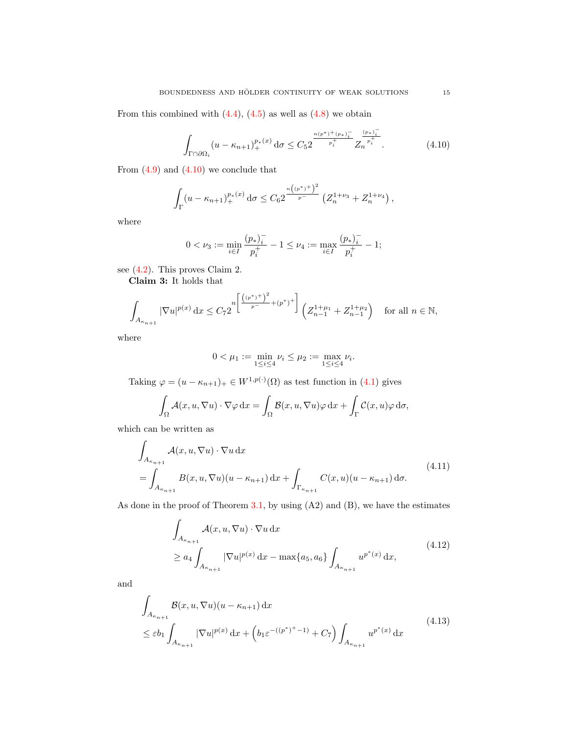From this combined with (4.4), (4.5) as well as (4.8) we obtain

$$\int_{\Gamma\cap\partial\Omega_i} (u-\kappa_{n+1})_+^{p_*(x)}\,\mathrm{d}\sigma \le C_5 2^{\frac{n(p^*)^+ (p_*)_i^-}{p_i^+}} Z_n^{\frac{(p_*)_i^-}{p_i^+}}. \tag{4.10}$$

From (4.9) and (4.10) we conclude that

$$\int_{\Gamma} (u-\kappa_{n+1})_+^{p_*(x)}\,\mathrm{d}\sigma \le C_6 2^{\frac{n\left((p^*)^+\right)^2}{p^-}} \left(Z_n^{1+\nu_3}+Z_n^{1+\nu_4}\right),$$

where

$$0<\nu_3 := \min_{i\in I} \frac{(p_*)_i^-}{p_i^+}-1 \le \nu_4 := \max_{i\in I} \frac{(p_*)_i^-}{p_i^+}-1;$$

see (4.2). This proves Claim 2.

**Claim 3:** It holds that

$$\int_{A_{\kappa_{n+1}}} |\nabla u|^{p(x)}\,\mathrm{d}x \le C_7 2^{n\left[\frac{\left((p^*)^+\right)^2}{p^-}+(p^*)^+\right]} \left(Z_{n-1}^{1+\mu_1}+Z_{n-1}^{1+\mu_2}\right) \quad \text{for all } n\in\mathbb{N},$$

where

$$0<\mu_1 := \min_{1\le i\le 4} \nu_i \le \mu_2 := \max_{1\le i\le 4} \nu_i.$$

Taking $\varphi=(u-\kappa_{n+1})_+ \in W^{1,p(\cdot)}(\Omega)$ as test function in (4.1) gives

$$\int_\Omega \mathcal{A}(x,u,\nabla u)\cdot\nabla\varphi\,\mathrm{d}x = \int_\Omega \mathcal{B}(x,u,\nabla u)\varphi\,\mathrm{d}x + \int_\Gamma \mathcal{C}(x,u)\varphi\,\mathrm{d}\sigma,$$

which can be written as

$$\begin{aligned}
&\int_{A_{\kappa_{n+1}}} \mathcal{A}(x,u,\nabla u)\cdot\nabla u\,\mathrm{d}x\\
&= \int_{A_{\kappa_{n+1}}} B(x,u,\nabla u)(u-\kappa_{n+1})\,\mathrm{d}x + \int_{\Gamma_{\kappa_{n+1}}} C(x,u)(u-\kappa_{n+1})\,\mathrm{d}\sigma.
\end{aligned}\tag{4.11}$$

As done in the proof of Theorem 3.1, by using (A2) and (B), we have the estimates

$$\begin{aligned}
&\int_{A_{\kappa_{n+1}}} \mathcal{A}(x,u,\nabla u)\cdot\nabla u\,\mathrm{d}x\\
&\ge a_4 \int_{A_{\kappa_{n+1}}} |\nabla u|^{p(x)}\,\mathrm{d}x - \max\{a_5,a_6\}\int_{A_{\kappa_{n+1}}} u^{p^*(x)}\,\mathrm{d}x,
\end{aligned}\tag{4.12}$$

and

$$\begin{aligned}
&\int_{A_{\kappa_{n+1}}} \mathcal{B}(x,u,\nabla u)(u-\kappa_{n+1})\,\mathrm{d}x\\
&\le \varepsilon b_1 \int_{A_{\kappa_{n+1}}} |\nabla u|^{p(x)}\,\mathrm{d}x + \left(b_1\varepsilon^{-((p^*)^+-1)}+C_7\right)\int_{A_{\kappa_{n+1}}} u^{p^*(x)}\,\mathrm{d}x
\end{aligned}\tag{4.13}$$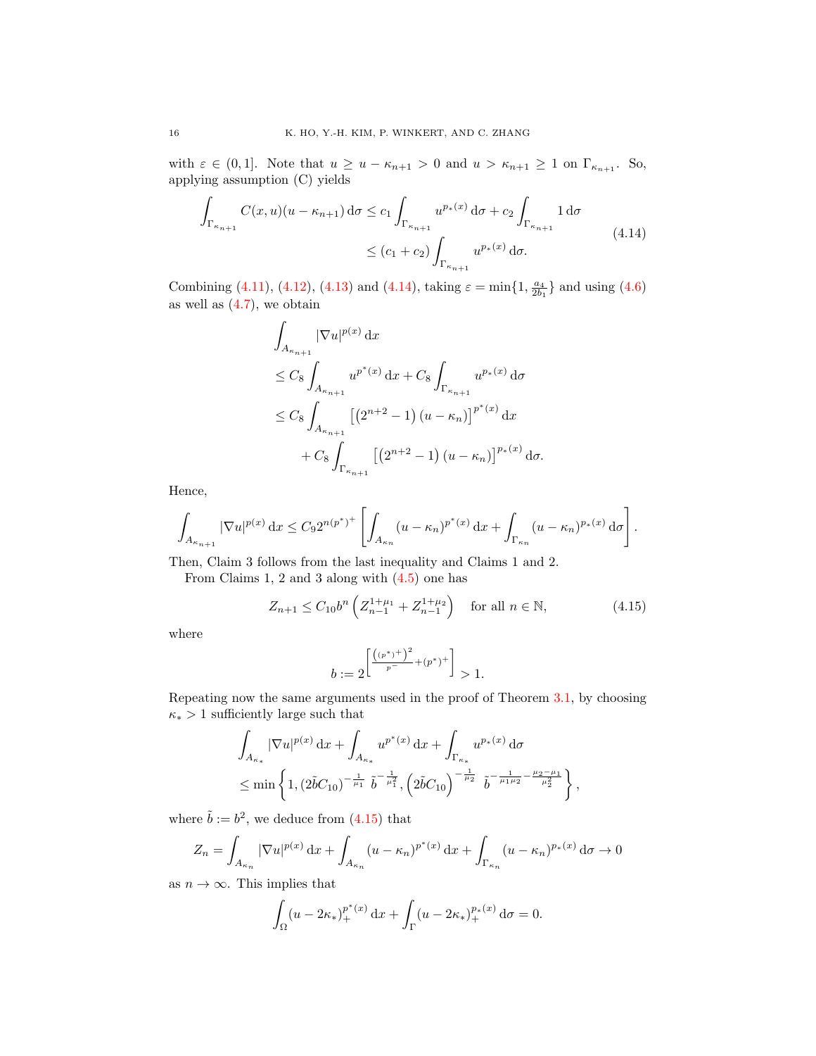with $\varepsilon \in (0,1]$. Note that $u \geq u - \kappa_{n+1} > 0$ and $u > \kappa_{n+1} \geq 1$ on $\Gamma_{\kappa_{n+1}}$. So, applying assumption (C) yields

$$
\begin{aligned}
\int_{\Gamma_{\kappa_{n+1}}} C(x,u)(u-\kappa_{n+1})\,\mathrm{d}\sigma &\leq c_1 \int_{\Gamma_{\kappa_{n+1}}} u^{p_*(x)}\,\mathrm{d}\sigma + c_2 \int_{\Gamma_{\kappa_{n+1}}} 1\,\mathrm{d}\sigma \\
&\leq (c_1+c_2) \int_{\Gamma_{\kappa_{n+1}}} u^{p_*(x)}\,\mathrm{d}\sigma.
\end{aligned}
\tag{4.14}
$$

Combining (4.11), (4.12), (4.13) and (4.14), taking $\varepsilon = \min\{1, \frac{a_4}{2b_1}\}$ and using (4.6) as well as (4.7), we obtain

$$
\begin{aligned}
&\int_{A_{\kappa_{n+1}}} |\nabla u|^{p(x)}\,\mathrm{d}x \\
&\leq C_8 \int_{A_{\kappa_{n+1}}} u^{p^*(x)}\,\mathrm{d}x + C_8 \int_{\Gamma_{\kappa_{n+1}}} u^{p_*(x)}\,\mathrm{d}\sigma \\
&\leq C_8 \int_{A_{\kappa_{n+1}}} \left[\left(2^{n+2}-1\right)(u-\kappa_n)\right]^{p^*(x)}\,\mathrm{d}x \\
&\quad + C_8 \int_{\Gamma_{\kappa_{n+1}}} \left[\left(2^{n+2}-1\right)(u-\kappa_n)\right]^{p_*(x)}\,\mathrm{d}\sigma.
\end{aligned}
$$

Hence,

$$
\int_{A_{\kappa_{n+1}}} |\nabla u|^{p(x)}\,\mathrm{d}x \leq C_9 2^{n(p^*)^+} \left[\int_{A_{\kappa_n}} (u-\kappa_n)^{p^*(x)}\,\mathrm{d}x + \int_{\Gamma_{\kappa_n}} (u-\kappa_n)^{p_*(x)}\,\mathrm{d}\sigma\right].
$$

Then, Claim 3 follows from the last inequality and Claims 1 and 2.

From Claims 1, 2 and 3 along with (4.5) one has

$$
Z_{n+1} \leq C_{10} b^n \left(Z_{n-1}^{1+\mu_1} + Z_{n-1}^{1+\mu_2}\right) \quad \text{for all } n \in \mathbb{N}, \tag{4.15}
$$

where

$$
b := 2^{\left[\frac{\left((p^*)^+\right)^2}{p^-} + (p^*)^+\right]} > 1.
$$

Repeating now the same arguments used in the proof of Theorem 3.1, by choosing $\kappa_* > 1$ sufficiently large such that

$$
\begin{aligned}
&\int_{A_{\kappa_*}} |\nabla u|^{p(x)}\,\mathrm{d}x + \int_{A_{\kappa_*}} u^{p^*(x)}\,\mathrm{d}x + \int_{\Gamma_{\kappa_*}} u^{p_*(x)}\,\mathrm{d}\sigma \\
&\leq \min\left\{1, (2\tilde{b}C_{10})^{-\frac{1}{\mu_1}}\ \tilde{b}^{-\frac{1}{\mu_1^2}}, \left(2\tilde{b}C_{10}\right)^{-\frac{1}{\mu_2}}\ \tilde{b}^{-\frac{1}{\mu_1\mu_2} - \frac{\mu_2-\mu_1}{\mu_2^2}}\right\},
\end{aligned}
$$

where $\tilde{b} := b^2$, we deduce from (4.15) that

$$
Z_n = \int_{A_{\kappa_n}} |\nabla u|^{p(x)}\,\mathrm{d}x + \int_{A_{\kappa_n}} (u-\kappa_n)^{p^*(x)}\,\mathrm{d}x + \int_{\Gamma_{\kappa_n}} (u-\kappa_n)^{p_*(x)}\,\mathrm{d}\sigma \to 0
$$

as $n \to \infty$. This implies that

$$
\int_\Omega (u-2\kappa_*)_+^{p^*(x)}\,\mathrm{d}x + \int_\Gamma (u-2\kappa_*)_+^{p_*(x)}\,\mathrm{d}\sigma = 0.
$$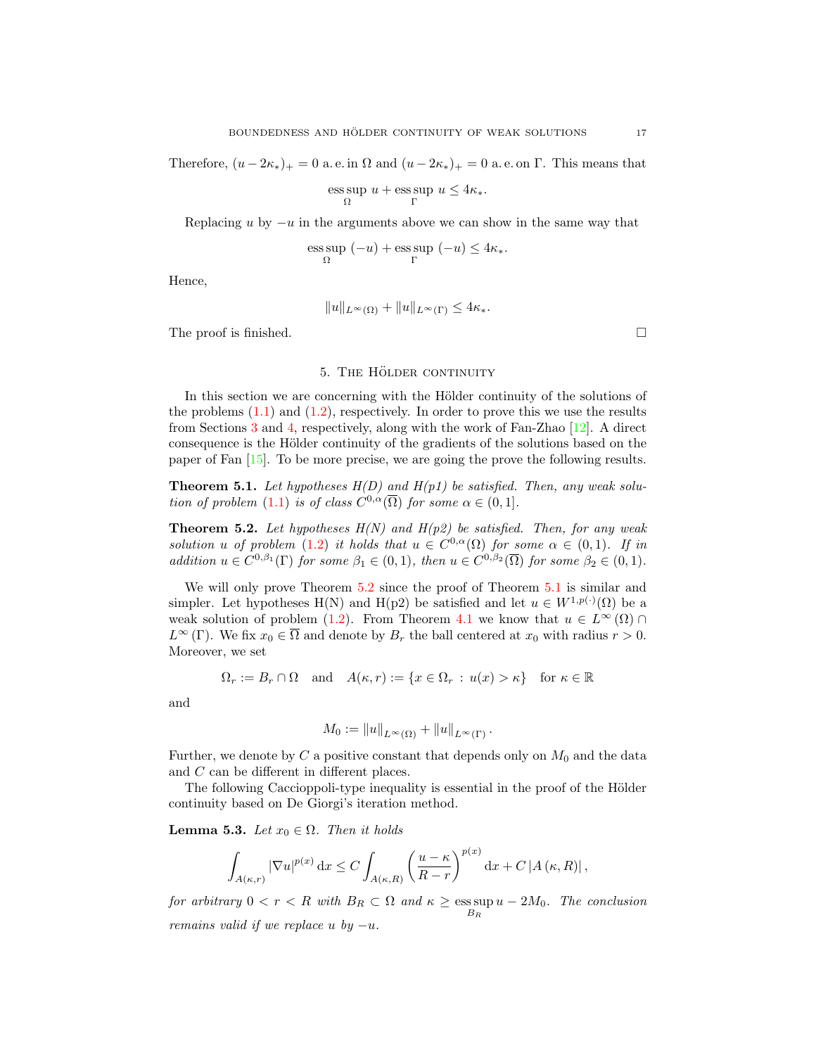Therefore, $(u-2\kappa_*)_+ = 0$ a. e. in $\Omega$ and $(u-2\kappa_*)_+ = 0$ a. e. on $\Gamma$. This means that

$$\operatorname*{ess\,sup}_{\Omega}\, u + \operatorname*{ess\,sup}_{\Gamma}\, u \leq 4\kappa_*.$$

Replacing $u$ by $-u$ in the arguments above we can show in the same way that

$$\operatorname*{ess\,sup}_{\Omega}\, (-u) + \operatorname*{ess\,sup}_{\Gamma}\, (-u) \leq 4\kappa_*.$$

Hence,

$$\|u\|_{L^\infty(\Omega)} + \|u\|_{L^\infty(\Gamma)} \leq 4\kappa_*.$$

The proof is finished. $\square$

## 5. The Hölder continuity

In this section we are concerning with the Hölder continuity of the solutions of the problems (1.1) and (1.2), respectively. In order to prove this we use the results from Sections 3 and 4, respectively, along with the work of Fan-Zhao [12]. A direct consequence is the Hölder continuity of the gradients of the solutions based on the paper of Fan [15]. To be more precise, we are going the prove the following results.

**Theorem 5.1.** *Let hypotheses H(D) and H(p1) be satisfied. Then, any weak solution of problem* (1.1) *is of class $C^{0,\alpha}(\overline{\Omega})$ for some $\alpha \in (0,1]$.*

**Theorem 5.2.** *Let hypotheses H(N) and H(p2) be satisfied. Then, for any weak solution $u$ of problem* (1.2) *it holds that $u \in C^{0,\alpha}(\Omega)$ for some $\alpha \in (0,1)$. If in addition $u \in C^{0,\beta_1}(\Gamma)$ for some $\beta_1 \in (0,1)$, then $u \in C^{0,\beta_2}(\overline{\Omega})$ for some $\beta_2 \in (0,1)$.*

We will only prove Theorem 5.2 since the proof of Theorem 5.1 is similar and simpler. Let hypotheses H(N) and H(p2) be satisfied and let $u \in W^{1,p(\cdot)}(\Omega)$ be a weak solution of problem (1.2). From Theorem 4.1 we know that $u \in L^\infty(\Omega) \cap L^\infty(\Gamma)$. We fix $x_0 \in \overline{\Omega}$ and denote by $B_r$ the ball centered at $x_0$ with radius $r>0$. Moreover, we set

$$\Omega_r := B_r \cap \Omega \quad \text{and} \quad A(\kappa, r) := \{x \in \Omega_r \,:\, u(x) > \kappa\} \quad \text{for } \kappa \in \mathbb{R}$$

and

$$M_0 := \|u\|_{L^\infty(\Omega)} + \|u\|_{L^\infty(\Gamma)}.$$

Further, we denote by $C$ a positive constant that depends only on $M_0$ and the data and $C$ can be different in different places.

The following Caccioppoli-type inequality is essential in the proof of the Hölder continuity based on De Giorgi's iteration method.

**Lemma 5.3.** *Let $x_0 \in \Omega$. Then it holds*

$$\int_{A(\kappa,r)} |\nabla u|^{p(x)} \,\mathrm{d}x \leq C \int_{A(\kappa,R)} \left(\frac{u-\kappa}{R-r}\right)^{p(x)} \mathrm{d}x + C\,|A(\kappa,R)|,$$

*for arbitrary $0<r<R$ with $B_R \subset \Omega$ and $\kappa \geq \operatorname*{ess\,sup}_{B_R} u - 2M_0$. The conclusion remains valid if we replace $u$ by $-u$.*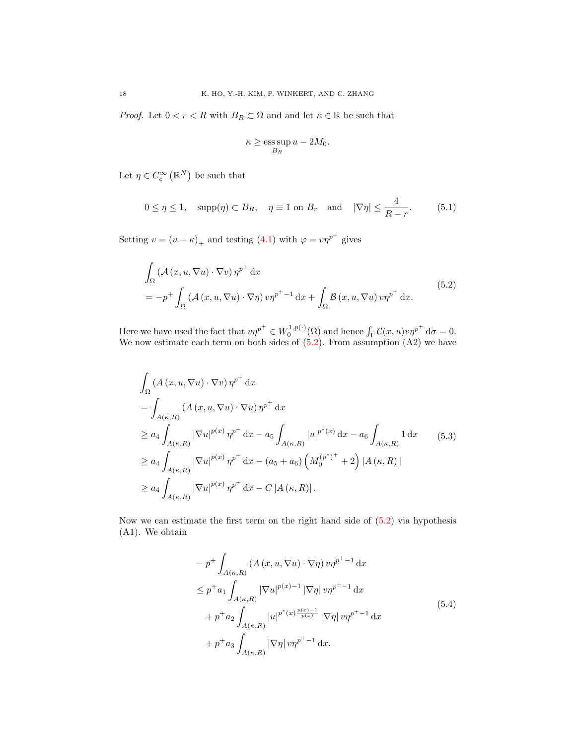*Proof.* Let $0 < r < R$ with $B_R \subset \Omega$ and and let $\kappa \in \mathbb{R}$ be such that

$$\kappa \geq \operatorname*{ess\,sup}_{B_R} u - 2M_0.$$

Let $\eta \in C_c^\infty\left(\mathbb{R}^N\right)$ be such that

$$0 \leq \eta \leq 1, \quad \operatorname{supp}(\eta) \subset B_R, \quad \eta \equiv 1 \text{ on } B_r \quad \text{and} \quad |\nabla \eta| \leq \frac{4}{R-r}. \tag{5.1}$$

Setting $v = (u-\kappa)_+$ and testing (4.1) with $\varphi = v\eta^{p^+}$ gives

$$\begin{aligned}
&\int_\Omega \left(\mathcal{A}\left(x,u,\nabla u\right) \cdot \nabla v\right) \eta^{p^+} \,\mathrm{d}x \\
&= -p^+ \int_\Omega \left(\mathcal{A}\left(x,u,\nabla u\right) \cdot \nabla \eta\right) v\eta^{p^+-1} \,\mathrm{d}x + \int_\Omega \mathcal{B}\left(x,u,\nabla u\right) v\eta^{p^+} \,\mathrm{d}x.
\end{aligned} \tag{5.2}$$

Here we have used the fact that $v\eta^{p^+} \in W_0^{1,p(\cdot)}(\Omega)$ and hence $\int_\Gamma \mathcal{C}(x,u)v\eta^{p^+} \,\mathrm{d}\sigma = 0$. We now estimate each term on both sides of (5.2). From assumption (A2) we have

$$\begin{aligned}
&\int_\Omega \left(A\left(x,u,\nabla u\right) \cdot \nabla v\right) \eta^{p^+} \,\mathrm{d}x \\
&= \int_{A(\kappa,R)} \left(A\left(x,u,\nabla u\right) \cdot \nabla u\right) \eta^{p^+} \,\mathrm{d}x \\
&\geq a_4 \int_{A(\kappa,R)} |\nabla u|^{p(x)} \eta^{p^+} \,\mathrm{d}x - a_5 \int_{A(\kappa,R)} |u|^{p^*(x)} \,\mathrm{d}x - a_6 \int_{A(\kappa,R)} 1 \,\mathrm{d}x \\
&\geq a_4 \int_{A(\kappa,R)} |\nabla u|^{p(x)} \eta^{p^+} \,\mathrm{d}x - \left(a_5 + a_6\right) \left(M_0^{(p^*)^+} + 2\right) |A\left(\kappa,R\right)| \\
&\geq a_4 \int_{A(\kappa,R)} |\nabla u|^{p(x)} \eta^{p^+} \,\mathrm{d}x - C\left|A\left(\kappa,R\right)\right|.
\end{aligned} \tag{5.3}$$

Now we can estimate the first term on the right hand side of (5.2) via hypothesis (A1). We obtain

$$\begin{aligned}
&-p^+ \int_{A(\kappa,R)} \left(A\left(x,u,\nabla u\right) \cdot \nabla \eta\right) v\eta^{p^+-1} \,\mathrm{d}x \\
&\leq p^+ a_1 \int_{A(\kappa,R)} |\nabla u|^{p(x)-1} |\nabla \eta| \, v\eta^{p^+-1} \,\mathrm{d}x \\
&\quad + p^+ a_2 \int_{A(\kappa,R)} |u|^{p^*(x)\frac{p(x)-1}{p(x)}} |\nabla \eta| \, v\eta^{p^+-1} \,\mathrm{d}x \\
&\quad + p^+ a_3 \int_{A(\kappa,R)} |\nabla \eta| \, v\eta^{p^+-1} \,\mathrm{d}x.
\end{aligned} \tag{5.4}$$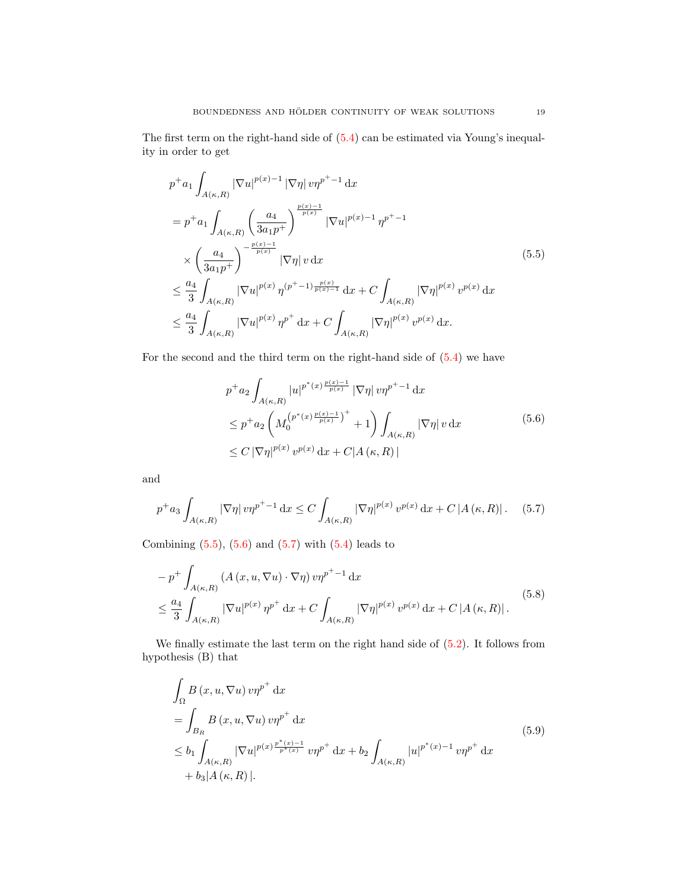The first term on the right-hand side of (5.4) can be estimated via Young's inequality in order to get

$$
\begin{aligned}
& p^+ a_1 \int_{A(\kappa,R)} |\nabla u|^{p(x)-1} |\nabla \eta| \, v \eta^{p^+-1} \, \mathrm{d}x \\
& = p^+ a_1 \int_{A(\kappa,R)} \left( \frac{a_4}{3a_1 p^+} \right)^{\frac{p(x)-1}{p(x)}} |\nabla u|^{p(x)-1} \eta^{p^+-1} \\
& \quad \times \left( \frac{a_4}{3a_1 p^+} \right)^{-\frac{p(x)-1}{p(x)}} |\nabla \eta| \, v \, \mathrm{d}x \\
& \leq \frac{a_4}{3} \int_{A(\kappa,R)} |\nabla u|^{p(x)} \eta^{(p^+-1)\frac{p(x)}{p(x)-1}} \, \mathrm{d}x + C \int_{A(\kappa,R)} |\nabla \eta|^{p(x)} v^{p(x)} \, \mathrm{d}x \\
& \leq \frac{a_4}{3} \int_{A(\kappa,R)} |\nabla u|^{p(x)} \eta^{p^+} \, \mathrm{d}x + C \int_{A(\kappa,R)} |\nabla \eta|^{p(x)} v^{p(x)} \, \mathrm{d}x.
\end{aligned}
\tag{5.5}
$$

For the second and the third term on the right-hand side of (5.4) we have

$$
\begin{aligned}
& p^+ a_2 \int_{A(\kappa,R)} |u|^{p^*(x)\frac{p(x)-1}{p(x)}} |\nabla \eta| \, v \eta^{p^+-1} \, \mathrm{d}x \\
& \leq p^+ a_2 \left( M_0^{\left(p^*(x)\frac{p(x)-1}{p(x)}\right)^+} + 1 \right) \int_{A(\kappa,R)} |\nabla \eta| \, v \, \mathrm{d}x \\
& \leq C \, |\nabla \eta|^{p(x)} v^{p(x)} \, \mathrm{d}x + C |A(\kappa, R)|
\end{aligned}
\tag{5.6}
$$

and

$$
p^+ a_3 \int_{A(\kappa,R)} |\nabla \eta| \, v \eta^{p^+-1} \, \mathrm{d}x \leq C \int_{A(\kappa,R)} |\nabla \eta|^{p(x)} v^{p(x)} \, \mathrm{d}x + C \, |A(\kappa, R)| \, . \tag{5.7}
$$

Combining (5.5), (5.6) and (5.7) with (5.4) leads to

$$
\begin{aligned}
& -p^+ \int_{A(\kappa,R)} \left( A(x, u, \nabla u) \cdot \nabla \eta \right) v \eta^{p^+-1} \, \mathrm{d}x \\
& \leq \frac{a_4}{3} \int_{A(\kappa,R)} |\nabla u|^{p(x)} \eta^{p^+} \, \mathrm{d}x + C \int_{A(\kappa,R)} |\nabla \eta|^{p(x)} v^{p(x)} \, \mathrm{d}x + C \, |A(\kappa, R)| \, .
\end{aligned}
\tag{5.8}
$$

We finally estimate the last term on the right hand side of (5.2). It follows from hypothesis (B) that

$$
\begin{aligned}
& \int_\Omega B(x, u, \nabla u) \, v \eta^{p^+} \, \mathrm{d}x \\
& = \int_{B_R} B(x, u, \nabla u) \, v \eta^{p^+} \, \mathrm{d}x \\
& \leq b_1 \int_{A(\kappa,R)} |\nabla u|^{p(x)\frac{p^*(x)-1}{p^*(x)}} v \eta^{p^+} \, \mathrm{d}x + b_2 \int_{A(\kappa,R)} |u|^{p^*(x)-1} v \eta^{p^+} \, \mathrm{d}x \\
& \quad + b_3 |A(\kappa, R)| .
\end{aligned}
\tag{5.9}
$$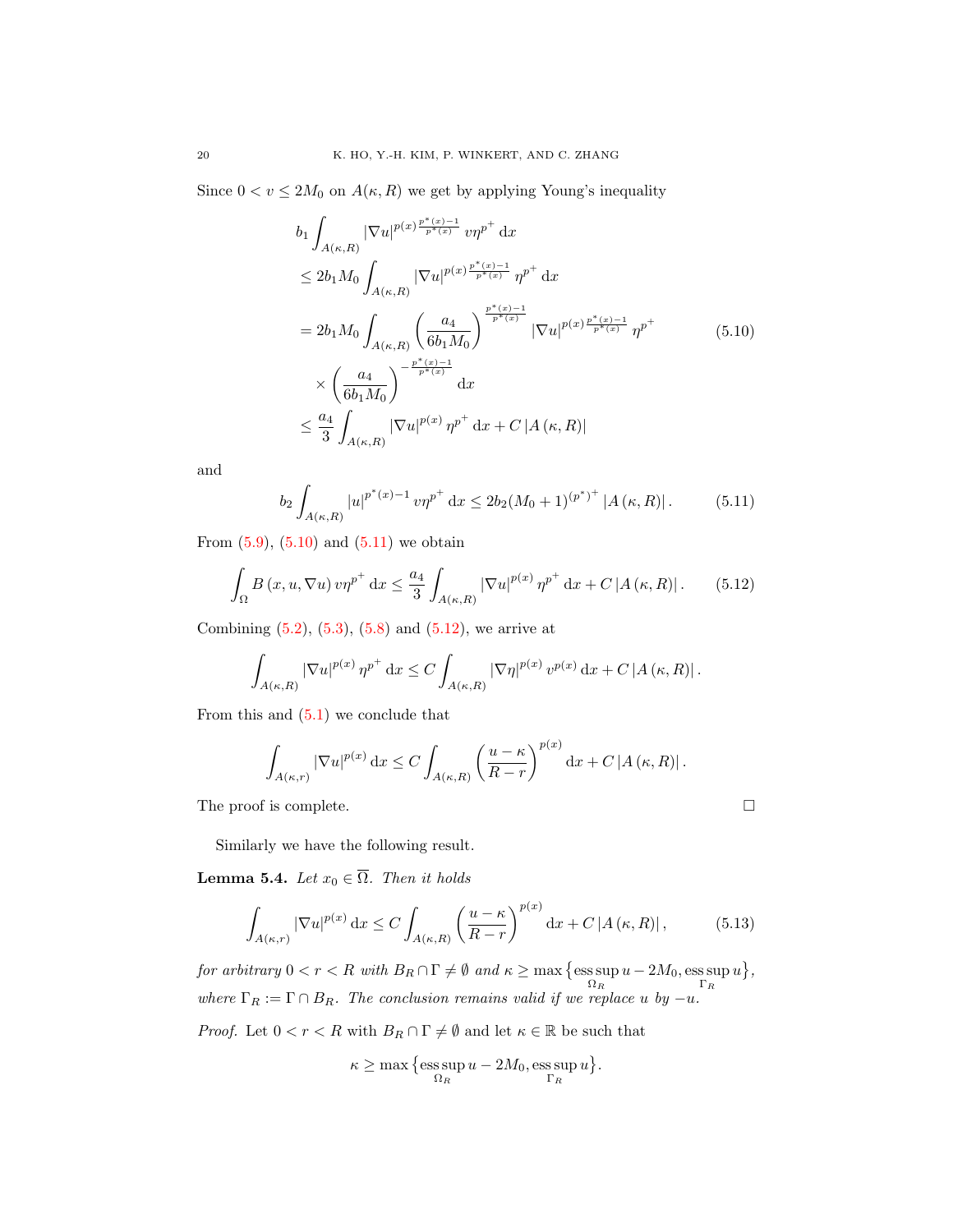Since $0 < v \leq 2M_0$ on $A(\kappa, R)$ we get by applying Young's inequality

$$
\begin{aligned}
& b_1 \int_{A(\kappa,R)} |\nabla u|^{p(x)\frac{p^*(x)-1}{p^*(x)}} v\eta^{p^+} \,\mathrm{d}x \\
& \leq 2b_1 M_0 \int_{A(\kappa,R)} |\nabla u|^{p(x)\frac{p^*(x)-1}{p^*(x)}} \eta^{p^+} \,\mathrm{d}x \\
& = 2b_1 M_0 \int_{A(\kappa,R)} \left(\frac{a_4}{6b_1 M_0}\right)^{\frac{p^*(x)-1}{p^*(x)}} |\nabla u|^{p(x)\frac{p^*(x)-1}{p^*(x)}} \eta^{p^+} \\
& \quad \times \left(\frac{a_4}{6b_1 M_0}\right)^{-\frac{p^*(x)-1}{p^*(x)}} \mathrm{d}x \\
& \leq \frac{a_4}{3} \int_{A(\kappa,R)} |\nabla u|^{p(x)} \eta^{p^+} \,\mathrm{d}x + C\,|A(\kappa,R)|
\end{aligned} \tag{5.10}
$$

and

$$
b_2 \int_{A(\kappa,R)} |u|^{p^*(x)-1} v\eta^{p^+} \,\mathrm{d}x \leq 2b_2(M_0+1)^{(p^*)^+} |A(\kappa,R)|. \tag{5.11}
$$

From (5.9), (5.10) and (5.11) we obtain

$$
\int_\Omega B(x,u,\nabla u)\, v\eta^{p^+} \,\mathrm{d}x \leq \frac{a_4}{3} \int_{A(\kappa,R)} |\nabla u|^{p(x)} \eta^{p^+} \,\mathrm{d}x + C\,|A(\kappa,R)|. \tag{5.12}
$$

Combining (5.2), (5.3), (5.8) and (5.12), we arrive at

$$
\int_{A(\kappa,R)} |\nabla u|^{p(x)} \eta^{p^+} \,\mathrm{d}x \leq C \int_{A(\kappa,R)} |\nabla \eta|^{p(x)} v^{p(x)} \,\mathrm{d}x + C\,|A(\kappa,R)|.
$$

From this and (5.1) we conclude that

$$
\int_{A(\kappa,r)} |\nabla u|^{p(x)} \,\mathrm{d}x \leq C \int_{A(\kappa,R)} \left(\frac{u-\kappa}{R-r}\right)^{p(x)} \mathrm{d}x + C\,|A(\kappa,R)|.
$$

The proof is complete. □

Similarly we have the following result.

**Lemma 5.4.** *Let $x_0 \in \overline{\Omega}$. Then it holds*

$$
\int_{A(\kappa,r)} |\nabla u|^{p(x)} \,\mathrm{d}x \leq C \int_{A(\kappa,R)} \left(\frac{u-\kappa}{R-r}\right)^{p(x)} \mathrm{d}x + C\,|A(\kappa,R)|, \tag{5.13}
$$

*for arbitrary $0 < r < R$ with $B_R \cap \Gamma \neq \emptyset$ and $\kappa \geq \max\big\{\operatorname*{ess\,sup}_{\Omega_R} u - 2M_0, \operatorname*{ess\,sup}_{\Gamma_R} u\big\}$, where $\Gamma_R := \Gamma \cap B_R$. The conclusion remains valid if we replace $u$ by $-u$.*

*Proof.* Let $0 < r < R$ with $B_R \cap \Gamma \neq \emptyset$ and let $\kappa \in \mathbb{R}$ be such that

$$
\kappa \geq \max\big\{\operatorname*{ess\,sup}_{\Omega_R} u - 2M_0, \operatorname*{ess\,sup}_{\Gamma_R} u\big\}.
$$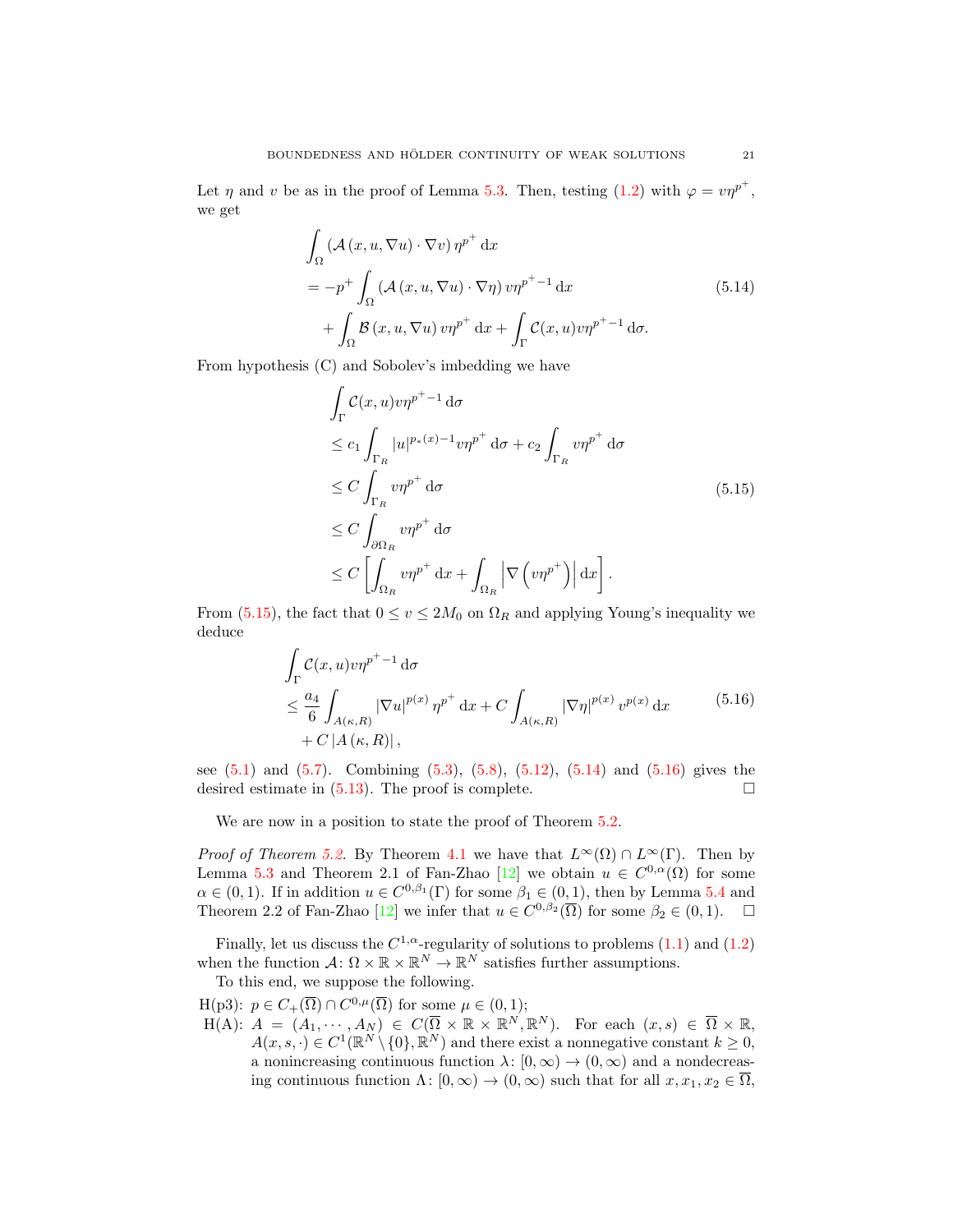Let $\eta$ and $v$ be as in the proof of Lemma 5.3. Then, testing (1.2) with $\varphi = v\eta^{p^+}$, we get

$$
\begin{aligned}
&\int_\Omega \left(\mathcal{A}\left(x,u,\nabla u\right)\cdot \nabla v\right)\eta^{p^+}\,\mathrm{d}x\\
&= -p^+ \int_\Omega \left(\mathcal{A}\left(x,u,\nabla u\right)\cdot \nabla \eta\right) v\eta^{p^+-1}\,\mathrm{d}x\\
&\quad + \int_\Omega \mathcal{B}\left(x,u,\nabla u\right) v\eta^{p^+}\,\mathrm{d}x + \int_\Gamma \mathcal{C}(x,u) v\eta^{p^+-1}\,\mathrm{d}\sigma.
\end{aligned}
\tag{5.14}
$$

From hypothesis (C) and Sobolev's imbedding we have

$$
\begin{aligned}
&\int_\Gamma \mathcal{C}(x,u) v\eta^{p^+-1}\,\mathrm{d}\sigma\\
&\leq c_1 \int_{\Gamma_R} |u|^{p_*(x)-1} v\eta^{p^+}\,\mathrm{d}\sigma + c_2\int_{\Gamma_R} v\eta^{p^+}\,\mathrm{d}\sigma\\
&\leq C\int_{\Gamma_R} v\eta^{p^+}\,\mathrm{d}\sigma\\
&\leq C\int_{\partial\Omega_R} v\eta^{p^+}\,\mathrm{d}\sigma\\
&\leq C\left[\int_{\Omega_R} v\eta^{p^+}\,\mathrm{d}x + \int_{\Omega_R}\left|\nabla\left(v\eta^{p^+}\right)\right|\mathrm{d}x\right].
\end{aligned}
\tag{5.15}
$$

From (5.15), the fact that $0 \leq v \leq 2M_0$ on $\Omega_R$ and applying Young's inequality we deduce

$$
\begin{aligned}
&\int_\Gamma \mathcal{C}(x,u) v\eta^{p^+-1}\,\mathrm{d}\sigma\\
&\leq \frac{a_4}{6}\int_{A(\kappa,R)} |\nabla u|^{p(x)}\eta^{p^+}\,\mathrm{d}x + C\int_{A(\kappa,R)} |\nabla \eta|^{p(x)} v^{p(x)}\,\mathrm{d}x\\
&\quad + C\left|A\left(\kappa,R\right)\right|,
\end{aligned}
\tag{5.16}
$$

see (5.1) and (5.7). Combining (5.3), (5.8), (5.12), (5.14) and (5.16) gives the desired estimate in (5.13). The proof is complete. $\square$

We are now in a position to state the proof of Theorem 5.2.

*Proof of Theorem 5.2.* By Theorem 4.1 we have that $L^\infty(\Omega)\cap L^\infty(\Gamma)$. Then by Lemma 5.3 and Theorem 2.1 of Fan-Zhao [12] we obtain $u \in C^{0,\alpha}(\Omega)$ for some $\alpha \in (0,1)$. If in addition $u \in C^{0,\beta_1}(\Gamma)$ for some $\beta_1 \in (0,1)$, then by Lemma 5.4 and Theorem 2.2 of Fan-Zhao [12] we infer that $u \in C^{0,\beta_2}(\overline{\Omega})$ for some $\beta_2 \in (0,1)$. $\square$

Finally, let us discuss the $C^{1,\alpha}$-regularity of solutions to problems (1.1) and (1.2) when the function $\mathcal{A}\colon \Omega\times\mathbb{R}\times\mathbb{R}^N \to \mathbb{R}^N$ satisfies further assumptions.

To this end, we suppose the following.

H(p3): $p \in C_+(\overline{\Omega})\cap C^{0,\mu}(\overline{\Omega})$ for some $\mu \in (0,1)$;

H(A): $A = (A_1,\cdots,A_N) \in C(\overline{\Omega}\times\mathbb{R}\times\mathbb{R}^N,\mathbb{R}^N)$. For each $(x,s)\in\overline{\Omega}\times\mathbb{R}$, $A(x,s,\cdot)\in C^1(\mathbb{R}^N\setminus\{0\},\mathbb{R}^N)$ and there exist a nonnegative constant $k \geq 0$, a nonincreasing continuous function $\lambda\colon [0,\infty)\to(0,\infty)$ and a nondecreasing continuous function $\Lambda\colon[0,\infty)\to(0,\infty)$ such that for all $x, x_1, x_2 \in \overline{\Omega}$,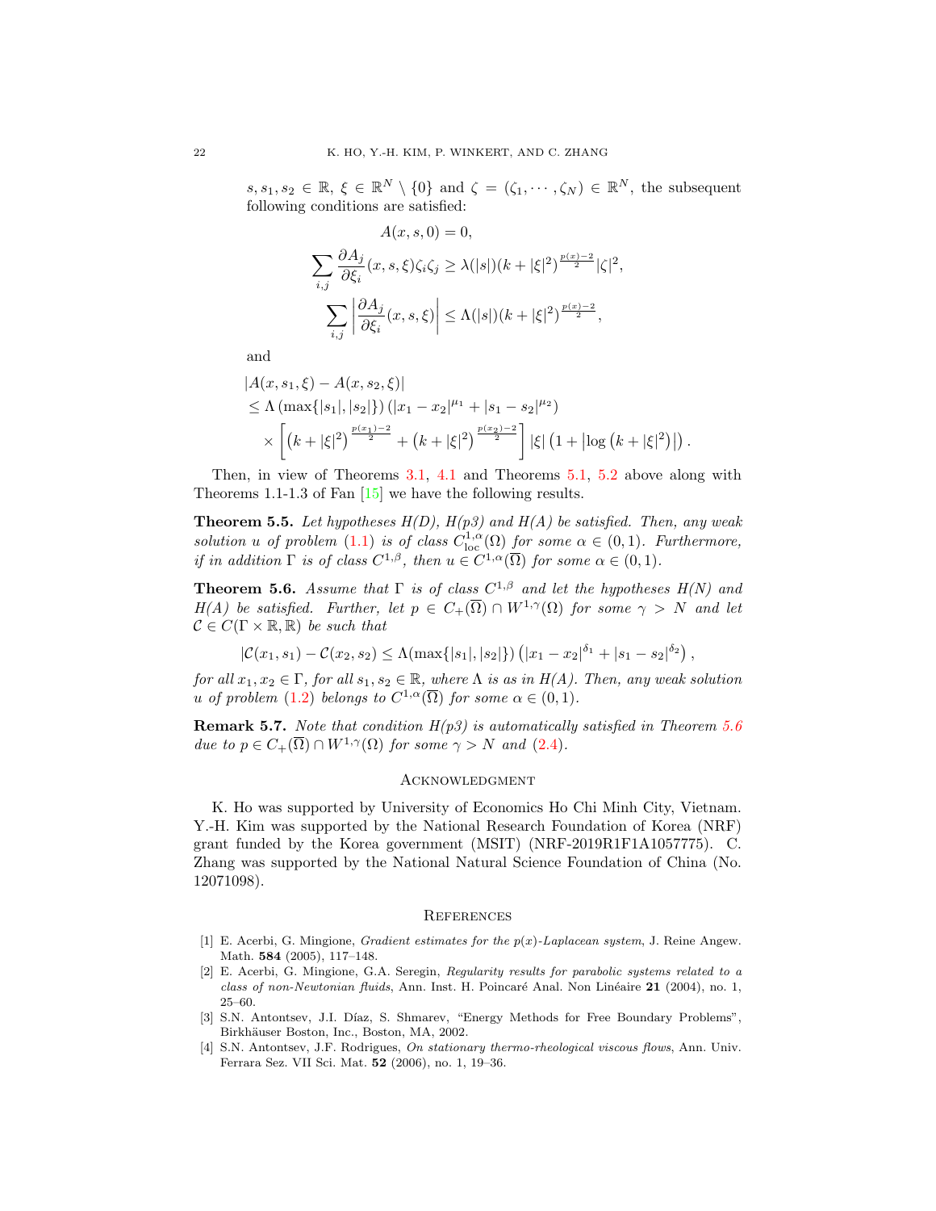$s, s_1, s_2 \in \mathbb{R}$, $\xi \in \mathbb{R}^N \setminus \{0\}$ and $\zeta = (\zeta_1, \cdots, \zeta_N) \in \mathbb{R}^N$, the subsequent following conditions are satisfied:

$$A(x, s, 0) = 0,$$

$$\sum_{i,j} \frac{\partial A_j}{\partial \xi_i}(x, s, \xi)\zeta_i\zeta_j \geq \lambda(|s|)(k + |\xi|^2)^{\frac{p(x)-2}{2}}|\zeta|^2,$$

$$\sum_{i,j} \left| \frac{\partial A_j}{\partial \xi_i}(x, s, \xi) \right| \leq \Lambda(|s|)(k + |\xi|^2)^{\frac{p(x)-2}{2}},$$

and

$$\begin{aligned}
&|A(x, s_1, \xi) - A(x, s_2, \xi)| \\
&\leq \Lambda\left(\max\{|s_1|, |s_2|\}\right)\left(|x_1 - x_2|^{\mu_1} + |s_1 - s_2|^{\mu_2}\right) \\
&\quad \times \left[\left(k + |\xi|^2\right)^{\frac{p(x_1)-2}{2}} + \left(k + |\xi|^2\right)^{\frac{p(x_2)-2}{2}}\right] |\xi| \left(1 + \left|\log\left(k + |\xi|^2\right)\right|\right).
\end{aligned}$$

Then, in view of Theorems 3.1, 4.1 and Theorems 5.1, 5.2 above along with Theorems 1.1-1.3 of Fan [15] we have the following results.

**Theorem 5.5.** *Let hypotheses H(D), H(p3) and H(A) be satisfied. Then, any weak solution $u$ of problem (1.1) is of class $C^{1,\alpha}_{\rm loc}(\Omega)$ for some $\alpha \in (0, 1)$. Furthermore, if in addition $\Gamma$ is of class $C^{1,\beta}$, then $u \in C^{1,\alpha}(\overline{\Omega})$ for some $\alpha \in (0, 1)$.*

**Theorem 5.6.** *Assume that $\Gamma$ is of class $C^{1,\beta}$ and let the hypotheses H(N) and H(A) be satisfied. Further, let $p \in C_+(\overline{\Omega}) \cap W^{1,\gamma}(\Omega)$ for some $\gamma > N$ and let $\mathcal{C} \in C(\Gamma \times \mathbb{R}, \mathbb{R})$ be such that*

$$|\mathcal{C}(x_1, s_1) - \mathcal{C}(x_2, s_2)| \leq \Lambda(\max\{|s_1|, |s_2|\})\left(|x_1 - x_2|^{\delta_1} + |s_1 - s_2|^{\delta_2}\right),$$

*for all $x_1, x_2 \in \Gamma$, for all $s_1, s_2 \in \mathbb{R}$, where $\Lambda$ is as in H(A). Then, any weak solution $u$ of problem (1.2) belongs to $C^{1,\alpha}(\overline{\Omega})$ for some $\alpha \in (0, 1)$.*

**Remark 5.7.** *Note that condition H(p3) is automatically satisfied in Theorem 5.6 due to $p \in C_+(\overline{\Omega}) \cap W^{1,\gamma}(\Omega)$ for some $\gamma > N$ and (2.4).*

## Acknowledgment

K. Ho was supported by University of Economics Ho Chi Minh City, Vietnam. Y.-H. Kim was supported by the National Research Foundation of Korea (NRF) grant funded by the Korea government (MSIT) (NRF-2019R1F1A1057775). C. Zhang was supported by the National Natural Science Foundation of China (No. 12071098).

## References

[1] E. Acerbi, G. Mingione, *Gradient estimates for the $p(x)$-Laplacean system*, J. Reine Angew. Math. **584** (2005), 117–148.

[2] E. Acerbi, G. Mingione, G.A. Seregin, *Regularity results for parabolic systems related to a class of non-Newtonian fluids*, Ann. Inst. H. Poincaré Anal. Non Linéaire **21** (2004), no. 1, 25–60.

[3] S.N. Antontsev, J.I. Díaz, S. Shmarev, "Energy Methods for Free Boundary Problems", Birkhäuser Boston, Inc., Boston, MA, 2002.

[4] S.N. Antontsev, J.F. Rodrigues, *On stationary thermo-rheological viscous flows*, Ann. Univ. Ferrara Sez. VII Sci. Mat. **52** (2006), no. 1, 19–36.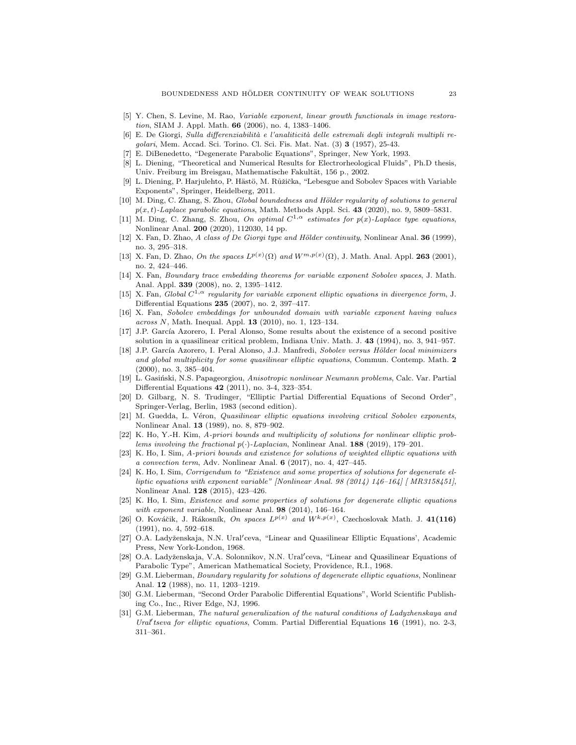[5] Y. Chen, S. Levine, M. Rao, *Variable exponent, linear growth functionals in image restoration*, SIAM J. Appl. Math. **66** (2006), no. 4, 1383–1406.

[6] E. De Giorgi, *Sulla differenziabilità e l'analiticità delle estremali degli integrali multipli regolari*, Mem. Accad. Sci. Torino. Cl. Sci. Fis. Mat. Nat. (3) **3** (1957), 25-43.

[7] E. DiBenedetto, "Degenerate Parabolic Equations", Springer, New York, 1993.

[8] L. Diening, "Theoretical and Numerical Results for Electrorheological Fluids", Ph.D thesis, Univ. Freiburg im Breisgau, Mathematische Fakultät, 156 p., 2002.

[9] L. Diening, P. Harjulehto, P. Hästö, M. Růžička, "Lebesgue and Sobolev Spaces with Variable Exponents", Springer, Heidelberg, 2011.

[10] M. Ding, C. Zhang, S. Zhou, *Global boundedness and Hölder regularity of solutions to general $p(x,t)$-Laplace parabolic equations*, Math. Methods Appl. Sci. **43** (2020), no. 9, 5809–5831.

[11] M. Ding, C. Zhang, S. Zhou, *On optimal $C^{1,\alpha}$ estimates for $p(x)$-Laplace type equations*, Nonlinear Anal. **200** (2020), 112030, 14 pp.

[12] X. Fan, D. Zhao, *A class of De Giorgi type and Hölder continuity*, Nonlinear Anal. **36** (1999), no. 3, 295–318.

[13] X. Fan, D. Zhao, *On the spaces $L^{p(x)}(\Omega)$ and $W^{m,p(x)}(\Omega)$*, J. Math. Anal. Appl. **263** (2001), no. 2, 424–446.

[14] X. Fan, *Boundary trace embedding theorems for variable exponent Sobolev spaces*, J. Math. Anal. Appl. **339** (2008), no. 2, 1395–1412.

[15] X. Fan, *Global $C^{1,\alpha}$ regularity for variable exponent elliptic equations in divergence form*, J. Differential Equations **235** (2007), no. 2, 397–417.

[16] X. Fan, *Sobolev embeddings for unbounded domain with variable exponent having values across $N$*, Math. Inequal. Appl. **13** (2010), no. 1, 123–134.

[17] J.P. García Azorero, I. Peral Alonso, Some results about the existence of a second positive solution in a quasilinear critical problem, Indiana Univ. Math. J. **43** (1994), no. 3, 941–957.

[18] J.P. García Azorero, I. Peral Alonso, J.J. Manfredi, *Sobolev versus Hölder local minimizers and global multiplicity for some quasilinear elliptic equations*, Commun. Contemp. Math. **2** (2000), no. 3, 385–404.

[19] L. Gasiński, N.S. Papageorgiou, *Anisotropic nonlinear Neumann problems*, Calc. Var. Partial Differential Equations **42** (2011), no. 3-4, 323–354.

[20] D. Gilbarg, N. S. Trudinger, "Elliptic Partial Differential Equations of Second Order", Springer-Verlag, Berlin, 1983 (second edition).

[21] M. Guedda, L. Véron, *Quasilinear elliptic equations involving critical Sobolev exponents*, Nonlinear Anal. **13** (1989), no. 8, 879–902.

[22] K. Ho, Y.-H. Kim, *A-priori bounds and multiplicity of solutions for nonlinear elliptic problems involving the fractional $p(\cdot)$-Laplacian*, Nonlinear Anal. **188** (2019), 179–201.

[23] K. Ho, I. Sim, *A-priori bounds and existence for solutions of weighted elliptic equations with a convection term*, Adv. Nonlinear Anal. **6** (2017), no. 4, 427–445.

[24] K. Ho, I. Sim, *Corrigendum to "Existence and some properties of solutions for degenerate elliptic equations with exponent variable" [Nonlinear Anal. 98 (2014) 146–164] [ MR3158451]*, Nonlinear Anal. **128** (2015), 423–426.

[25] K. Ho, I. Sim, *Existence and some properties of solutions for degenerate elliptic equations with exponent variable*, Nonlinear Anal. **98** (2014), 146–164.

[26] O. Kováčik, J. Rákosník, *On spaces $L^{p(x)}$ and $W^{k,p(x)}$*, Czechoslovak Math. J. **41(116)** (1991), no. 4, 592–618.

[27] O.A. Ladyženskaja, N.N. Ural′ceva, "Linear and Quasilinear Elliptic Equations', Academic Press, New York-London, 1968.

[28] O.A. Ladyženskaja, V.A. Solonnikov, N.N. Ural′ceva, "Linear and Quasilinear Equations of Parabolic Type", American Mathematical Society, Providence, R.I., 1968.

[29] G.M. Lieberman, *Boundary regularity for solutions of degenerate elliptic equations*, Nonlinear Anal. **12** (1988), no. 11, 1203–1219.

[30] G.M. Lieberman, "Second Order Parabolic Differential Equations", World Scientific Publishing Co., Inc., River Edge, NJ, 1996.

[31] G.M. Lieberman, *The natural generalization of the natural conditions of Ladyzhenskaya and Ural′tseva for elliptic equations*, Comm. Partial Differential Equations **16** (1991), no. 2-3, 311–361.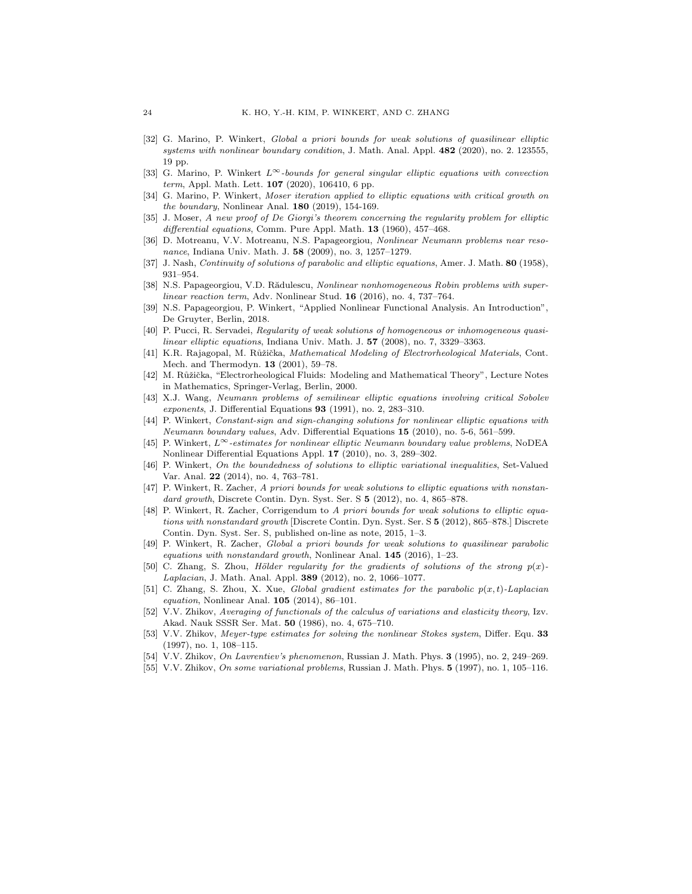- [32] G. Marino, P. Winkert, *Global a priori bounds for weak solutions of quasilinear elliptic systems with nonlinear boundary condition*, J. Math. Anal. Appl. **482** (2020), no. 2. 123555, 19 pp.
- [33] G. Marino, P. Winkert $L^\infty$*-bounds for general singular elliptic equations with convection term*, Appl. Math. Lett. **107** (2020), 106410, 6 pp.
- [34] G. Marino, P. Winkert, *Moser iteration applied to elliptic equations with critical growth on the boundary*, Nonlinear Anal. **180** (2019), 154-169.
- [35] J. Moser, *A new proof of De Giorgi's theorem concerning the regularity problem for elliptic differential equations*, Comm. Pure Appl. Math. **13** (1960), 457–468.
- [36] D. Motreanu, V.V. Motreanu, N.S. Papageorgiou, *Nonlinear Neumann problems near resonance*, Indiana Univ. Math. J. **58** (2009), no. 3, 1257–1279.
- [37] J. Nash, *Continuity of solutions of parabolic and elliptic equations*, Amer. J. Math. **80** (1958), 931–954.
- [38] N.S. Papageorgiou, V.D. Rădulescu, *Nonlinear nonhomogeneous Robin problems with superlinear reaction term*, Adv. Nonlinear Stud. **16** (2016), no. 4, 737–764.
- [39] N.S. Papageorgiou, P. Winkert, "Applied Nonlinear Functional Analysis. An Introduction", De Gruyter, Berlin, 2018.
- [40] P. Pucci, R. Servadei, *Regularity of weak solutions of homogeneous or inhomogeneous quasilinear elliptic equations*, Indiana Univ. Math. J. **57** (2008), no. 7, 3329–3363.
- [41] K.R. Rajagopal, M. Růžička, *Mathematical Modeling of Electrorheological Materials*, Cont. Mech. and Thermodyn. **13** (2001), 59–78.
- [42] M. Růžička, "Electrorheological Fluids: Modeling and Mathematical Theory", Lecture Notes in Mathematics, Springer-Verlag, Berlin, 2000.
- [43] X.J. Wang, *Neumann problems of semilinear elliptic equations involving critical Sobolev exponents*, J. Differential Equations **93** (1991), no. 2, 283–310.
- [44] P. Winkert, *Constant-sign and sign-changing solutions for nonlinear elliptic equations with Neumann boundary values*, Adv. Differential Equations **15** (2010), no. 5-6, 561–599.
- [45] P. Winkert, $L^\infty$*-estimates for nonlinear elliptic Neumann boundary value problems*, NoDEA Nonlinear Differential Equations Appl. **17** (2010), no. 3, 289–302.
- [46] P. Winkert, *On the boundedness of solutions to elliptic variational inequalities*, Set-Valued Var. Anal. **22** (2014), no. 4, 763–781.
- [47] P. Winkert, R. Zacher, *A priori bounds for weak solutions to elliptic equations with nonstandard growth*, Discrete Contin. Dyn. Syst. Ser. S **5** (2012), no. 4, 865–878.
- [48] P. Winkert, R. Zacher, Corrigendum to *A priori bounds for weak solutions to elliptic equations with nonstandard growth* [Discrete Contin. Dyn. Syst. Ser. S **5** (2012), 865–878.] Discrete Contin. Dyn. Syst. Ser. S, published on-line as note, 2015, 1–3.
- [49] P. Winkert, R. Zacher, *Global a priori bounds for weak solutions to quasilinear parabolic equations with nonstandard growth*, Nonlinear Anal. **145** (2016), 1–23.
- [50] C. Zhang, S. Zhou, *Hölder regularity for the gradients of solutions of the strong* $p(x)$*-Laplacian*, J. Math. Anal. Appl. **389** (2012), no. 2, 1066–1077.
- [51] C. Zhang, S. Zhou, X. Xue, *Global gradient estimates for the parabolic* $p(x,t)$*-Laplacian equation*, Nonlinear Anal. **105** (2014), 86–101.
- [52] V.V. Zhikov, *Averaging of functionals of the calculus of variations and elasticity theory*, Izv. Akad. Nauk SSSR Ser. Mat. **50** (1986), no. 4, 675–710.
- [53] V.V. Zhikov, *Meyer-type estimates for solving the nonlinear Stokes system*, Differ. Equ. **33** (1997), no. 1, 108–115.
- [54] V.V. Zhikov, *On Lavrentiev's phenomenon*, Russian J. Math. Phys. **3** (1995), no. 2, 249–269.
- [55] V.V. Zhikov, *On some variational problems*, Russian J. Math. Phys. **5** (1997), no. 1, 105–116.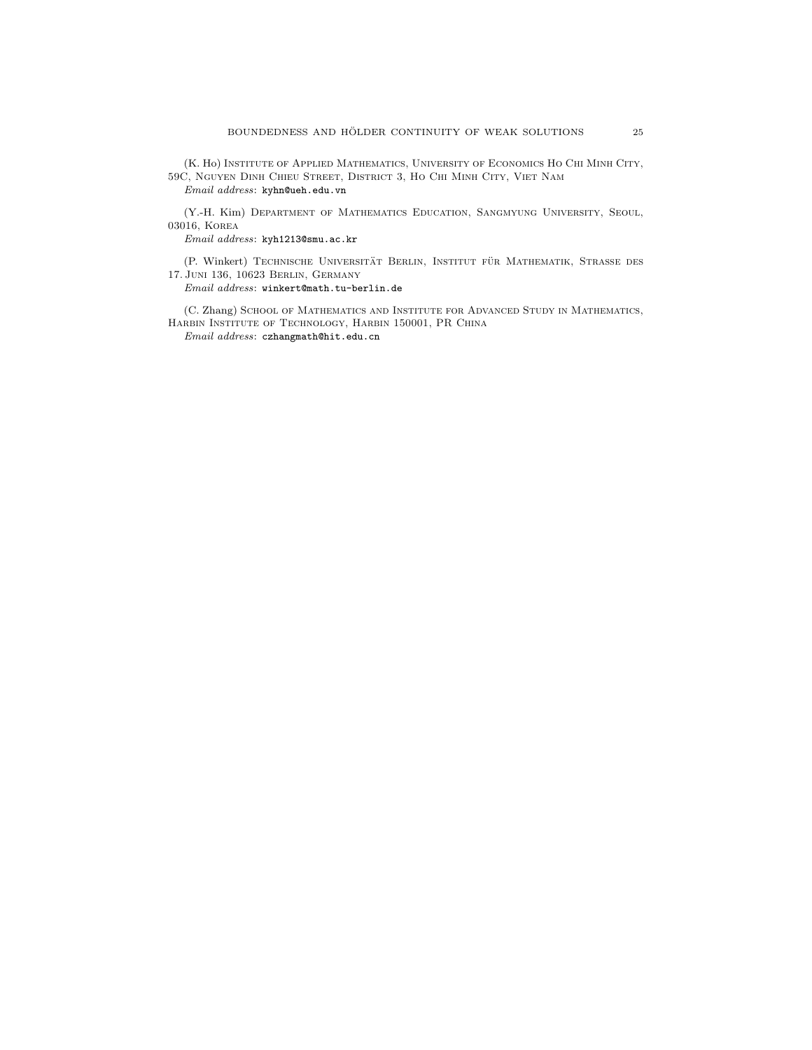(K. Ho) Institute of Applied Mathematics, University of Economics Ho Chi Minh City, 59C, Nguyen Dinh Chieu Street, District 3, Ho Chi Minh City, Viet Nam
*Email address*: kyhn@ueh.edu.vn

(Y.-H. Kim) Department of Mathematics Education, Sangmyung University, Seoul, 03016, Korea
*Email address*: kyh1213@smu.ac.kr

(P. Winkert) Technische Universität Berlin, Institut für Mathematik, Strasse des 17. Juni 136, 10623 Berlin, Germany
*Email address*: winkert@math.tu-berlin.de

(C. Zhang) School of Mathematics and Institute for Advanced Study in Mathematics, Harbin Institute of Technology, Harbin 150001, PR China
*Email address*: czhangmath@hit.edu.cn